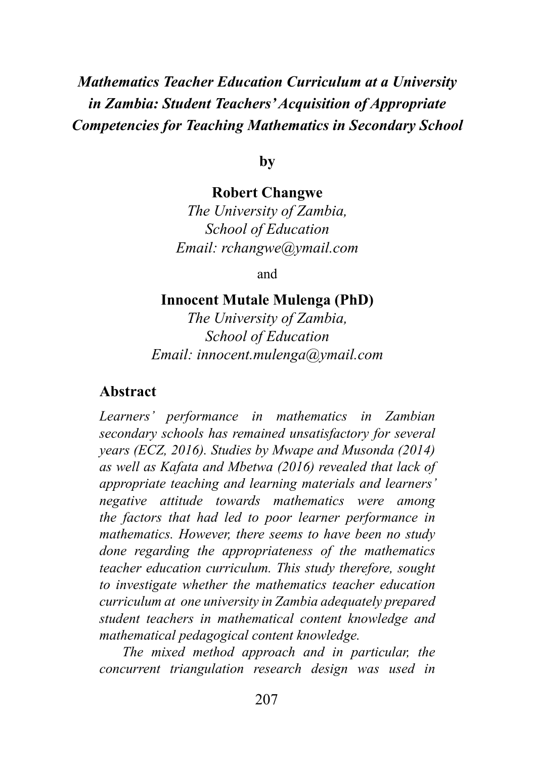# *Mathematics Teacher Education Curriculum at a University in Zambia: Student Teachers' Acquisition of Appropriate Competencies for Teaching Mathematics in Secondary School*

**by**

**Robert Changwe**

*The University of Zambia,*
*School of Education*
*Email: rchangwe@ymail.com*

and

**Innocent Mutale Mulenga (PhD)**

*The University of Zambia,*
*School of Education*
*Email: innocent.mulenga@ymail.com*

## Abstract

*Learners' performance in mathematics in Zambian secondary schools has remained unsatisfactory for several years (ECZ, 2016). Studies by Mwape and Musonda (2014) as well as Kafata and Mbetwa (2016) revealed that lack of appropriate teaching and learning materials and learners' negative attitude towards mathematics were among the factors that had led to poor learner performance in mathematics. However, there seems to have been no study done regarding the appropriateness of the mathematics teacher education curriculum. This study therefore, sought to investigate whether the mathematics teacher education curriculum at one university in Zambia adequately prepared student teachers in mathematical content knowledge and mathematical pedagogical content knowledge.*

*The mixed method approach and in particular, the concurrent triangulation research design was used in*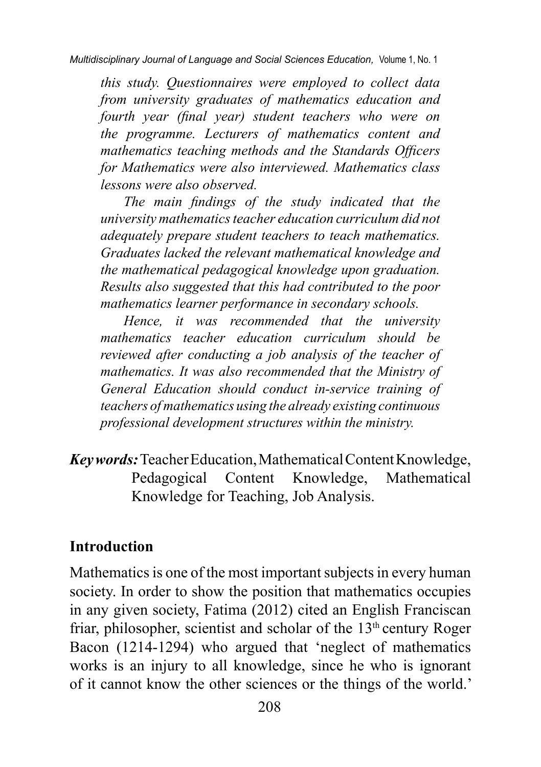*this study. Questionnaires were employed to collect data from university graduates of mathematics education and fourth year (final year) student teachers who were on the programme. Lecturers of mathematics content and mathematics teaching methods and the Standards Officers for Mathematics were also interviewed. Mathematics class lessons were also observed.*

*The main findings of the study indicated that the university mathematics teacher education curriculum did not adequately prepare student teachers to teach mathematics. Graduates lacked the relevant mathematical knowledge and the mathematical pedagogical knowledge upon graduation. Results also suggested that this had contributed to the poor mathematics learner performance in secondary schools.*

*Hence, it was recommended that the university mathematics teacher education curriculum should be reviewed after conducting a job analysis of the teacher of mathematics. It was also recommended that the Ministry of General Education should conduct in-service training of teachers of mathematics using the already existing continuous professional development structures within the ministry.*

***Key words:*** Teacher Education, Mathematical Content Knowledge, Pedagogical Content Knowledge, Mathematical Knowledge for Teaching, Job Analysis.

## Introduction

Mathematics is one of the most important subjects in every human society. In order to show the position that mathematics occupies in any given society, Fatima (2012) cited an English Franciscan friar, philosopher, scientist and scholar of the 13th century Roger Bacon (1214-1294) who argued that 'neglect of mathematics works is an injury to all knowledge, since he who is ignorant of it cannot know the other sciences or the things of the world.'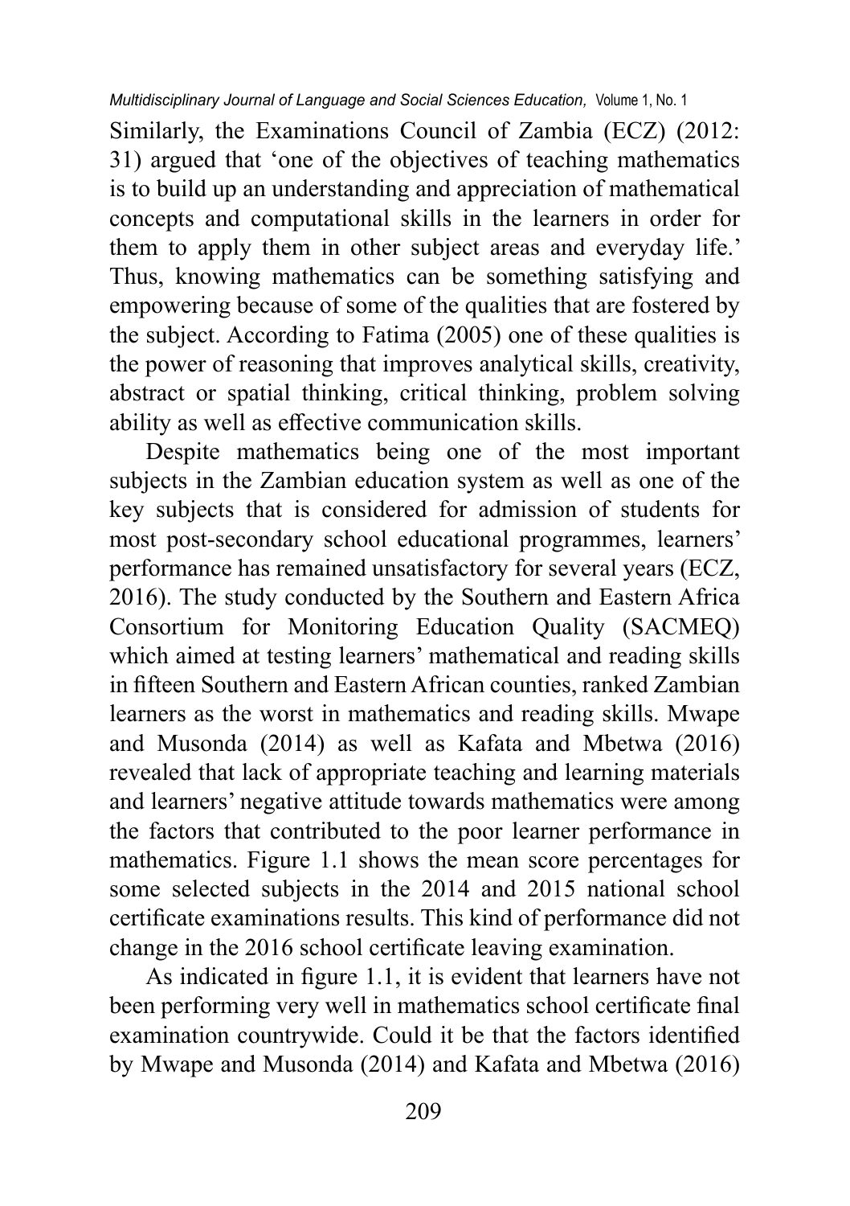Similarly, the Examinations Council of Zambia (ECZ) (2012: 31) argued that 'one of the objectives of teaching mathematics is to build up an understanding and appreciation of mathematical concepts and computational skills in the learners in order for them to apply them in other subject areas and everyday life.' Thus, knowing mathematics can be something satisfying and empowering because of some of the qualities that are fostered by the subject. According to Fatima (2005) one of these qualities is the power of reasoning that improves analytical skills, creativity, abstract or spatial thinking, critical thinking, problem solving ability as well as effective communication skills.

Despite mathematics being one of the most important subjects in the Zambian education system as well as one of the key subjects that is considered for admission of students for most post-secondary school educational programmes, learners' performance has remained unsatisfactory for several years (ECZ, 2016). The study conducted by the Southern and Eastern Africa Consortium for Monitoring Education Quality (SACMEQ) which aimed at testing learners' mathematical and reading skills in fifteen Southern and Eastern African counties, ranked Zambian learners as the worst in mathematics and reading skills. Mwape and Musonda (2014) as well as Kafata and Mbetwa (2016) revealed that lack of appropriate teaching and learning materials and learners' negative attitude towards mathematics were among the factors that contributed to the poor learner performance in mathematics. Figure 1.1 shows the mean score percentages for some selected subjects in the 2014 and 2015 national school certificate examinations results. This kind of performance did not change in the 2016 school certificate leaving examination.

As indicated in figure 1.1, it is evident that learners have not been performing very well in mathematics school certificate final examination countrywide. Could it be that the factors identified by Mwape and Musonda (2014) and Kafata and Mbetwa (2016)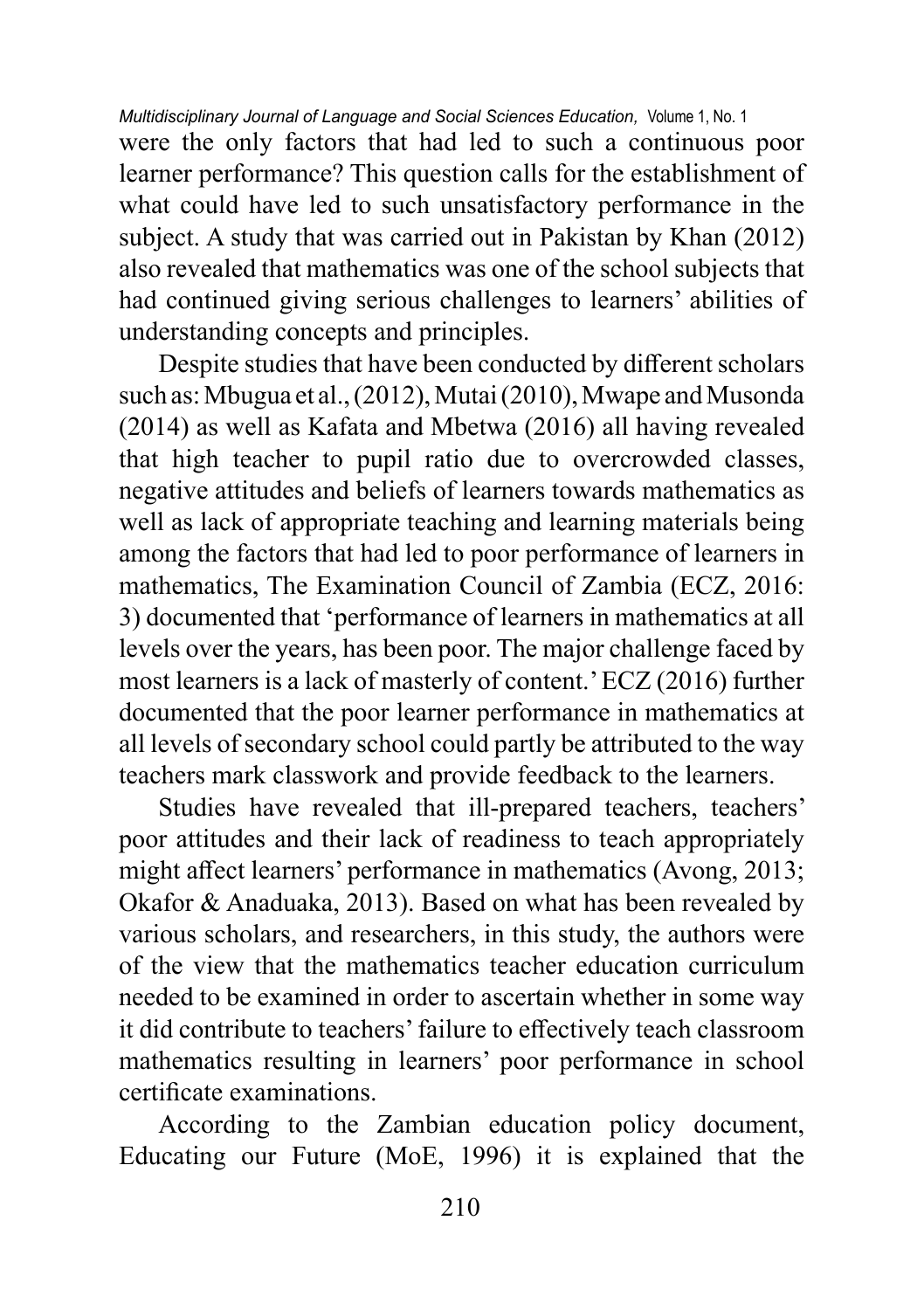were the only factors that had led to such a continuous poor learner performance? This question calls for the establishment of what could have led to such unsatisfactory performance in the subject. A study that was carried out in Pakistan by Khan (2012) also revealed that mathematics was one of the school subjects that had continued giving serious challenges to learners' abilities of understanding concepts and principles.

Despite studies that have been conducted by different scholars such as: Mbugua et al., (2012), Mutai (2010), Mwape and Musonda (2014) as well as Kafata and Mbetwa (2016) all having revealed that high teacher to pupil ratio due to overcrowded classes, negative attitudes and beliefs of learners towards mathematics as well as lack of appropriate teaching and learning materials being among the factors that had led to poor performance of learners in mathematics, The Examination Council of Zambia (ECZ, 2016: 3) documented that 'performance of learners in mathematics at all levels over the years, has been poor. The major challenge faced by most learners is a lack of masterly of content.' ECZ (2016) further documented that the poor learner performance in mathematics at all levels of secondary school could partly be attributed to the way teachers mark classwork and provide feedback to the learners.

Studies have revealed that ill-prepared teachers, teachers' poor attitudes and their lack of readiness to teach appropriately might affect learners' performance in mathematics (Avong, 2013; Okafor & Anaduaka, 2013). Based on what has been revealed by various scholars, and researchers, in this study, the authors were of the view that the mathematics teacher education curriculum needed to be examined in order to ascertain whether in some way it did contribute to teachers' failure to effectively teach classroom mathematics resulting in learners' poor performance in school certificate examinations.

According to the Zambian education policy document, Educating our Future (MoE, 1996) it is explained that the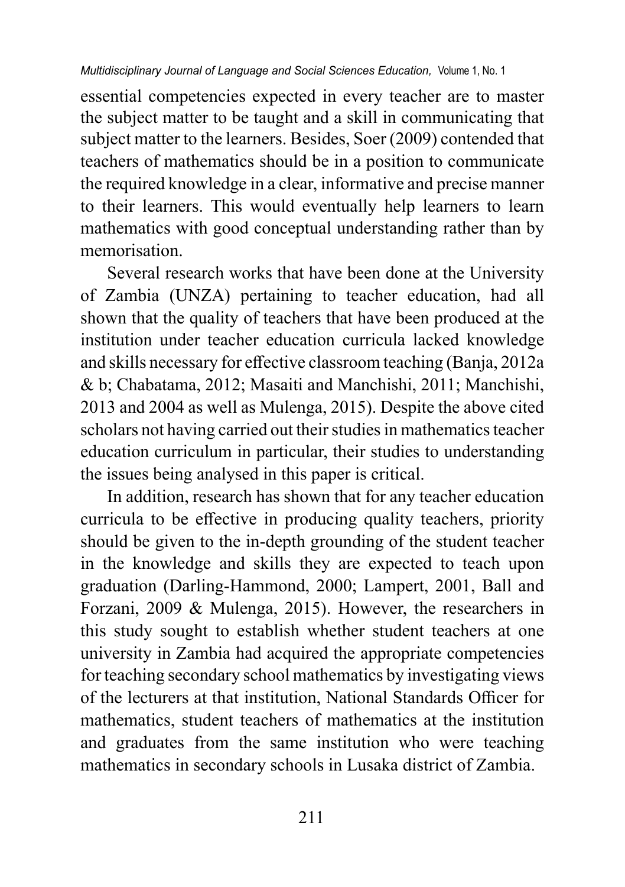essential competencies expected in every teacher are to master the subject matter to be taught and a skill in communicating that subject matter to the learners. Besides, Soer (2009) contended that teachers of mathematics should be in a position to communicate the required knowledge in a clear, informative and precise manner to their learners. This would eventually help learners to learn mathematics with good conceptual understanding rather than by memorisation.

Several research works that have been done at the University of Zambia (UNZA) pertaining to teacher education, had all shown that the quality of teachers that have been produced at the institution under teacher education curricula lacked knowledge and skills necessary for effective classroom teaching (Banja, 2012a & b; Chabatama, 2012; Masaiti and Manchishi, 2011; Manchishi, 2013 and 2004 as well as Mulenga, 2015). Despite the above cited scholars not having carried out their studies in mathematics teacher education curriculum in particular, their studies to understanding the issues being analysed in this paper is critical.

In addition, research has shown that for any teacher education curricula to be effective in producing quality teachers, priority should be given to the in-depth grounding of the student teacher in the knowledge and skills they are expected to teach upon graduation (Darling-Hammond, 2000; Lampert, 2001, Ball and Forzani, 2009 & Mulenga, 2015). However, the researchers in this study sought to establish whether student teachers at one university in Zambia had acquired the appropriate competencies for teaching secondary school mathematics by investigating views of the lecturers at that institution, National Standards Officer for mathematics, student teachers of mathematics at the institution and graduates from the same institution who were teaching mathematics in secondary schools in Lusaka district of Zambia.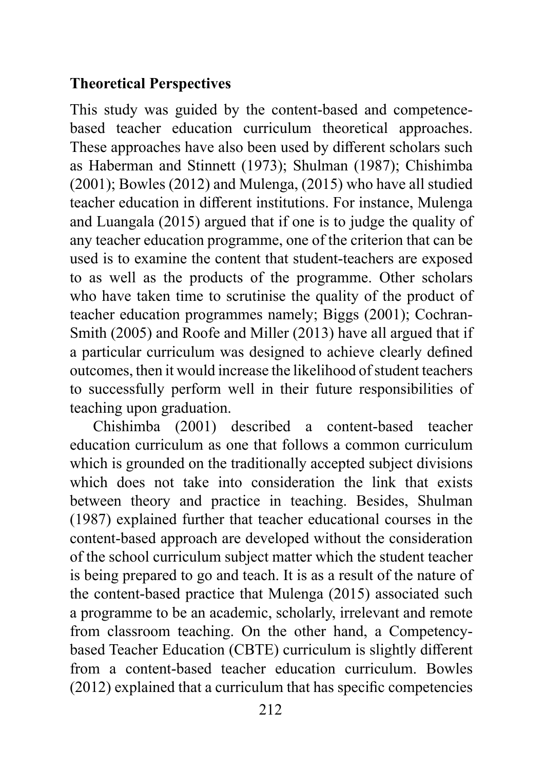**Theoretical Perspectives**

This study was guided by the content-based and competence-based teacher education curriculum theoretical approaches. These approaches have also been used by different scholars such as Haberman and Stinnett (1973); Shulman (1987); Chishimba (2001); Bowles (2012) and Mulenga, (2015) who have all studied teacher education in different institutions. For instance, Mulenga and Luangala (2015) argued that if one is to judge the quality of any teacher education programme, one of the criterion that can be used is to examine the content that student-teachers are exposed to as well as the products of the programme. Other scholars who have taken time to scrutinise the quality of the product of teacher education programmes namely; Biggs (2001); Cochran-Smith (2005) and Roofe and Miller (2013) have all argued that if a particular curriculum was designed to achieve clearly defined outcomes, then it would increase the likelihood of student teachers to successfully perform well in their future responsibilities of teaching upon graduation.

Chishimba (2001) described a content-based teacher education curriculum as one that follows a common curriculum which is grounded on the traditionally accepted subject divisions which does not take into consideration the link that exists between theory and practice in teaching. Besides, Shulman (1987) explained further that teacher educational courses in the content-based approach are developed without the consideration of the school curriculum subject matter which the student teacher is being prepared to go and teach. It is as a result of the nature of the content-based practice that Mulenga (2015) associated such a programme to be an academic, scholarly, irrelevant and remote from classroom teaching. On the other hand, a Competency-based Teacher Education (CBTE) curriculum is slightly different from a content-based teacher education curriculum. Bowles (2012) explained that a curriculum that has specific competencies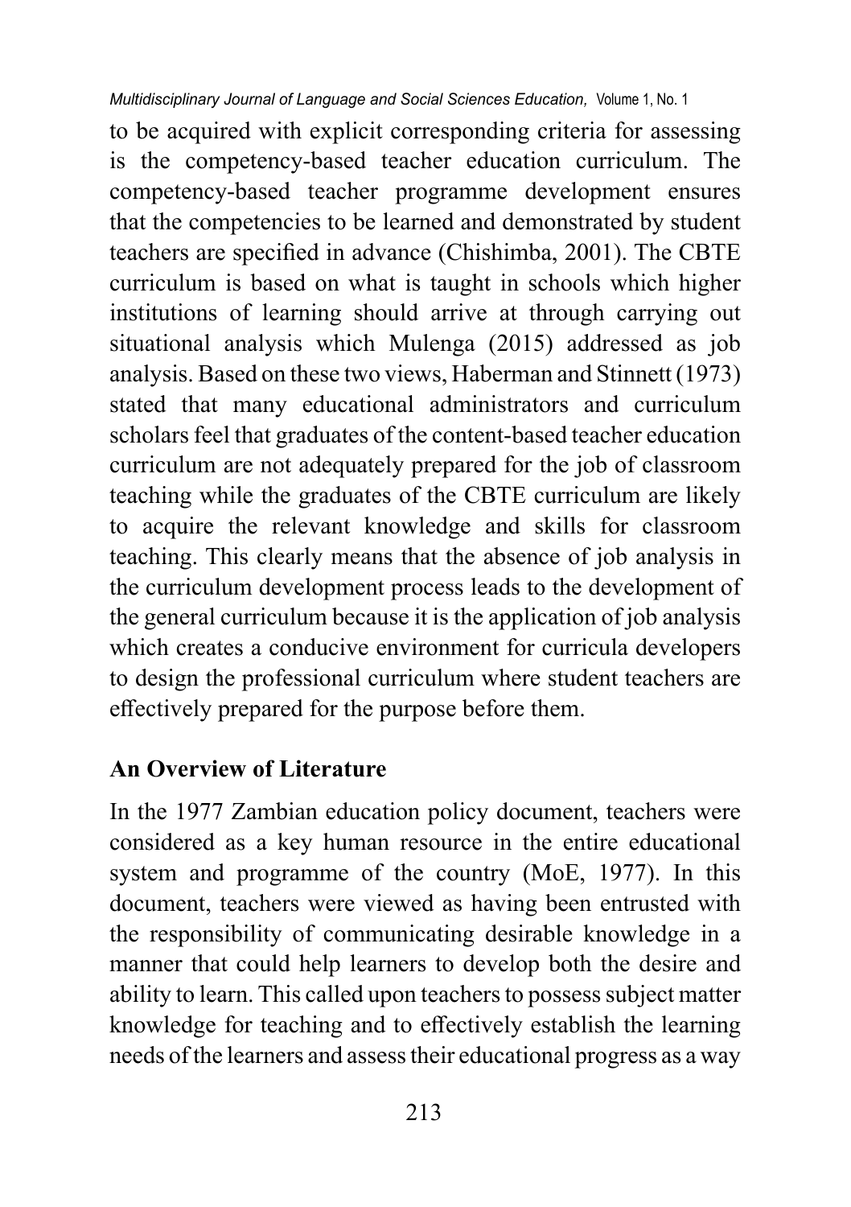to be acquired with explicit corresponding criteria for assessing is the competency-based teacher education curriculum. The competency-based teacher programme development ensures that the competencies to be learned and demonstrated by student teachers are specified in advance (Chishimba, 2001). The CBTE curriculum is based on what is taught in schools which higher institutions of learning should arrive at through carrying out situational analysis which Mulenga (2015) addressed as job analysis. Based on these two views, Haberman and Stinnett (1973) stated that many educational administrators and curriculum scholars feel that graduates of the content-based teacher education curriculum are not adequately prepared for the job of classroom teaching while the graduates of the CBTE curriculum are likely to acquire the relevant knowledge and skills for classroom teaching. This clearly means that the absence of job analysis in the curriculum development process leads to the development of the general curriculum because it is the application of job analysis which creates a conducive environment for curricula developers to design the professional curriculum where student teachers are effectively prepared for the purpose before them.

## An Overview of Literature

In the 1977 Zambian education policy document, teachers were considered as a key human resource in the entire educational system and programme of the country (MoE, 1977). In this document, teachers were viewed as having been entrusted with the responsibility of communicating desirable knowledge in a manner that could help learners to develop both the desire and ability to learn. This called upon teachers to possess subject matter knowledge for teaching and to effectively establish the learning needs of the learners and assess their educational progress as a way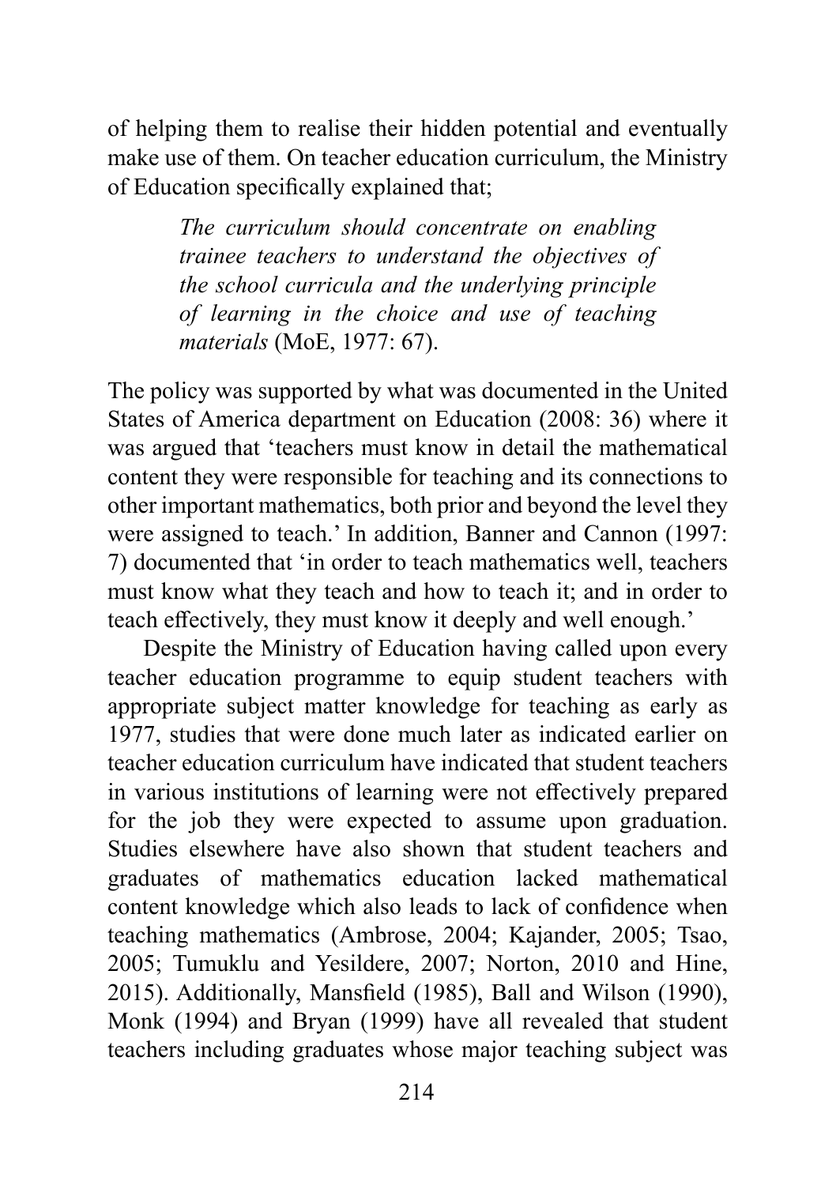of helping them to realise their hidden potential and eventually make use of them. On teacher education curriculum, the Ministry of Education specifically explained that;

> *The curriculum should concentrate on enabling trainee teachers to understand the objectives of the school curricula and the underlying principle of learning in the choice and use of teaching materials* (MoE, 1977: 67).

The policy was supported by what was documented in the United States of America department on Education (2008: 36) where it was argued that 'teachers must know in detail the mathematical content they were responsible for teaching and its connections to other important mathematics, both prior and beyond the level they were assigned to teach.' In addition, Banner and Cannon (1997: 7) documented that 'in order to teach mathematics well, teachers must know what they teach and how to teach it; and in order to teach effectively, they must know it deeply and well enough.'

Despite the Ministry of Education having called upon every teacher education programme to equip student teachers with appropriate subject matter knowledge for teaching as early as 1977, studies that were done much later as indicated earlier on teacher education curriculum have indicated that student teachers in various institutions of learning were not effectively prepared for the job they were expected to assume upon graduation. Studies elsewhere have also shown that student teachers and graduates of mathematics education lacked mathematical content knowledge which also leads to lack of confidence when teaching mathematics (Ambrose, 2004; Kajander, 2005; Tsao, 2005; Tumuklu and Yesildere, 2007; Norton, 2010 and Hine, 2015). Additionally, Mansfield (1985), Ball and Wilson (1990), Monk (1994) and Bryan (1999) have all revealed that student teachers including graduates whose major teaching subject was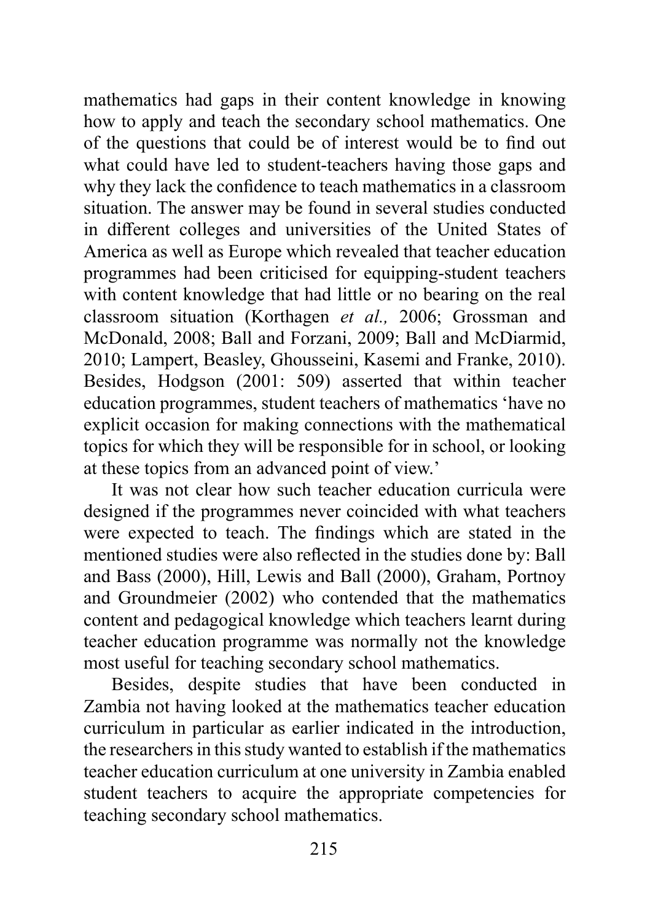mathematics had gaps in their content knowledge in knowing how to apply and teach the secondary school mathematics. One of the questions that could be of interest would be to find out what could have led to student-teachers having those gaps and why they lack the confidence to teach mathematics in a classroom situation. The answer may be found in several studies conducted in different colleges and universities of the United States of America as well as Europe which revealed that teacher education programmes had been criticised for equipping-student teachers with content knowledge that had little or no bearing on the real classroom situation (Korthagen *et al.,* 2006; Grossman and McDonald, 2008; Ball and Forzani, 2009; Ball and McDiarmid, 2010; Lampert, Beasley, Ghousseini, Kasemi and Franke, 2010). Besides, Hodgson (2001: 509) asserted that within teacher education programmes, student teachers of mathematics 'have no explicit occasion for making connections with the mathematical topics for which they will be responsible for in school, or looking at these topics from an advanced point of view.'

It was not clear how such teacher education curricula were designed if the programmes never coincided with what teachers were expected to teach. The findings which are stated in the mentioned studies were also reflected in the studies done by: Ball and Bass (2000), Hill, Lewis and Ball (2000), Graham, Portnoy and Groundmeier (2002) who contended that the mathematics content and pedagogical knowledge which teachers learnt during teacher education programme was normally not the knowledge most useful for teaching secondary school mathematics.

Besides, despite studies that have been conducted in Zambia not having looked at the mathematics teacher education curriculum in particular as earlier indicated in the introduction, the researchers in this study wanted to establish if the mathematics teacher education curriculum at one university in Zambia enabled student teachers to acquire the appropriate competencies for teaching secondary school mathematics.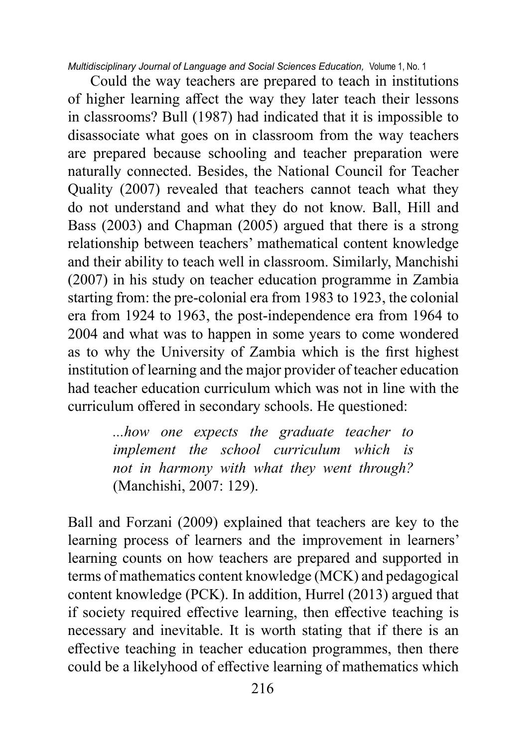Could the way teachers are prepared to teach in institutions of higher learning affect the way they later teach their lessons in classrooms? Bull (1987) had indicated that it is impossible to disassociate what goes on in classroom from the way teachers are prepared because schooling and teacher preparation were naturally connected. Besides, the National Council for Teacher Quality (2007) revealed that teachers cannot teach what they do not understand and what they do not know. Ball, Hill and Bass (2003) and Chapman (2005) argued that there is a strong relationship between teachers' mathematical content knowledge and their ability to teach well in classroom. Similarly, Manchishi (2007) in his study on teacher education programme in Zambia starting from: the pre-colonial era from 1983 to 1923, the colonial era from 1924 to 1963, the post-independence era from 1964 to 2004 and what was to happen in some years to come wondered as to why the University of Zambia which is the first highest institution of learning and the major provider of teacher education had teacher education curriculum which was not in line with the curriculum offered in secondary schools. He questioned:

> *...how one expects the graduate teacher to implement the school curriculum which is not in harmony with what they went through?* (Manchishi, 2007: 129).

Ball and Forzani (2009) explained that teachers are key to the learning process of learners and the improvement in learners' learning counts on how teachers are prepared and supported in terms of mathematics content knowledge (MCK) and pedagogical content knowledge (PCK). In addition, Hurrel (2013) argued that if society required effective learning, then effective teaching is necessary and inevitable. It is worth stating that if there is an effective teaching in teacher education programmes, then there could be a likelyhood of effective learning of mathematics which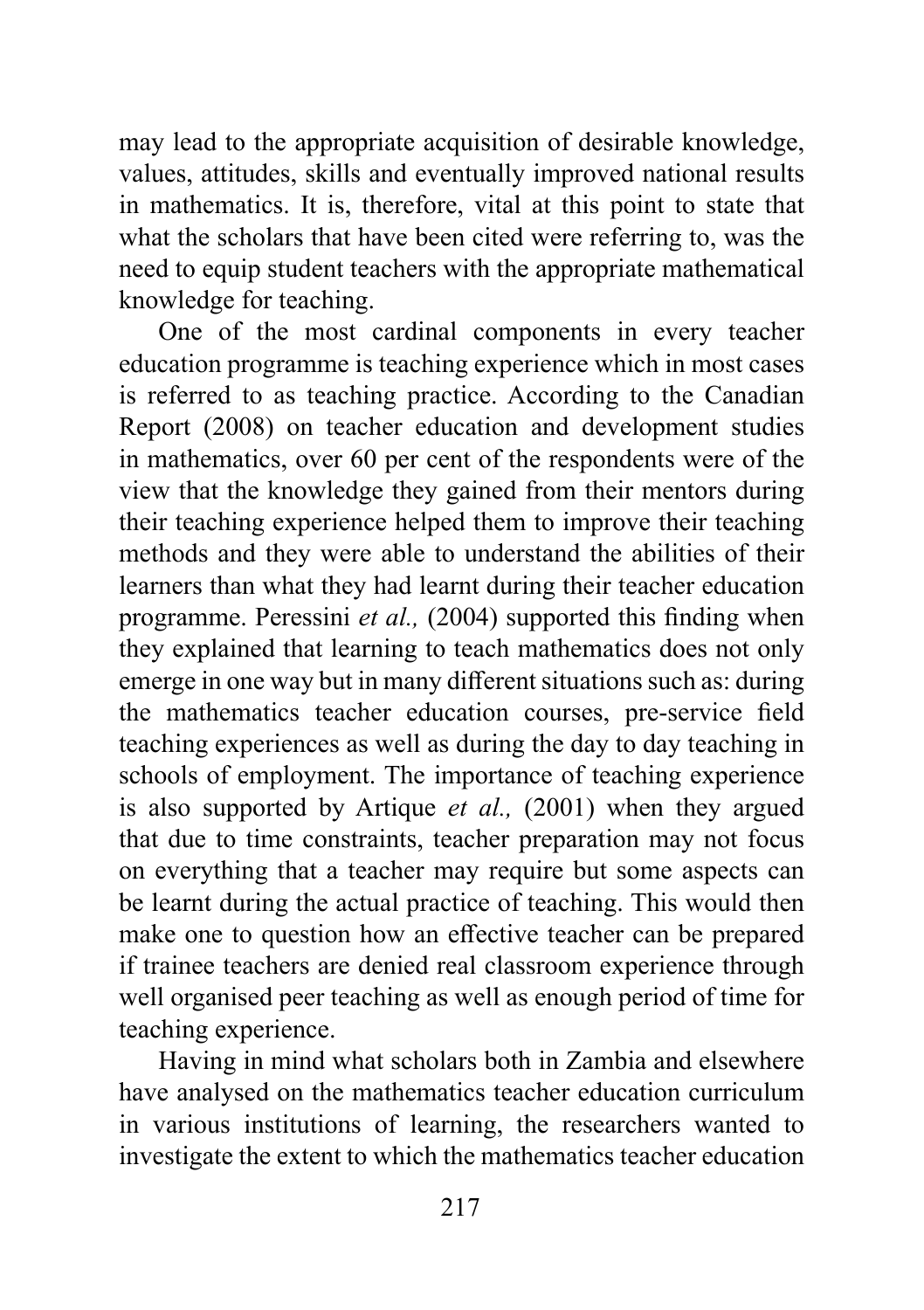may lead to the appropriate acquisition of desirable knowledge, values, attitudes, skills and eventually improved national results in mathematics. It is, therefore, vital at this point to state that what the scholars that have been cited were referring to, was the need to equip student teachers with the appropriate mathematical knowledge for teaching.

One of the most cardinal components in every teacher education programme is teaching experience which in most cases is referred to as teaching practice. According to the Canadian Report (2008) on teacher education and development studies in mathematics, over 60 per cent of the respondents were of the view that the knowledge they gained from their mentors during their teaching experience helped them to improve their teaching methods and they were able to understand the abilities of their learners than what they had learnt during their teacher education programme. Peressini *et al.,* (2004) supported this finding when they explained that learning to teach mathematics does not only emerge in one way but in many different situations such as: during the mathematics teacher education courses, pre-service field teaching experiences as well as during the day to day teaching in schools of employment. The importance of teaching experience is also supported by Artique *et al.,* (2001) when they argued that due to time constraints, teacher preparation may not focus on everything that a teacher may require but some aspects can be learnt during the actual practice of teaching. This would then make one to question how an effective teacher can be prepared if trainee teachers are denied real classroom experience through well organised peer teaching as well as enough period of time for teaching experience.

Having in mind what scholars both in Zambia and elsewhere have analysed on the mathematics teacher education curriculum in various institutions of learning, the researchers wanted to investigate the extent to which the mathematics teacher education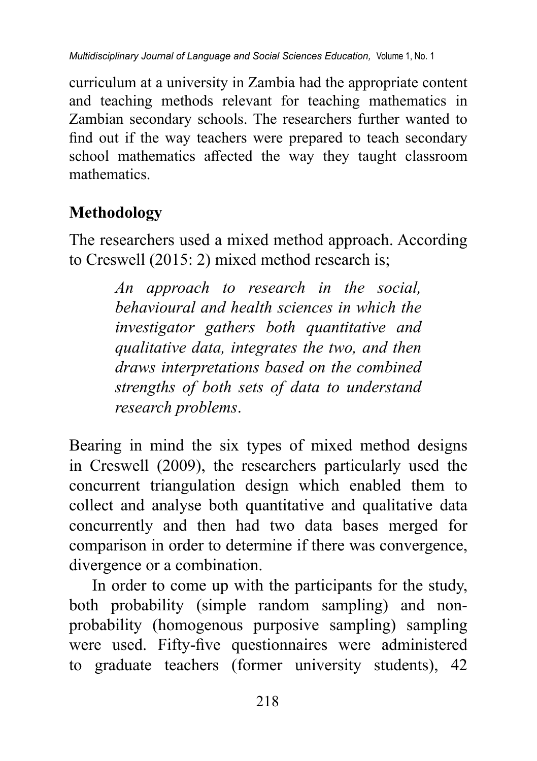curriculum at a university in Zambia had the appropriate content and teaching methods relevant for teaching mathematics in Zambian secondary schools. The researchers further wanted to find out if the way teachers were prepared to teach secondary school mathematics affected the way they taught classroom mathematics.

## Methodology

The researchers used a mixed method approach. According to Creswell (2015: 2) mixed method research is;

> *An approach to research in the social, behavioural and health sciences in which the investigator gathers both quantitative and qualitative data, integrates the two, and then draws interpretations based on the combined strengths of both sets of data to understand research problems*.

Bearing in mind the six types of mixed method designs in Creswell (2009), the researchers particularly used the concurrent triangulation design which enabled them to collect and analyse both quantitative and qualitative data concurrently and then had two data bases merged for comparison in order to determine if there was convergence, divergence or a combination.

In order to come up with the participants for the study, both probability (simple random sampling) and non-probability (homogenous purposive sampling) sampling were used. Fifty-five questionnaires were administered to graduate teachers (former university students), 42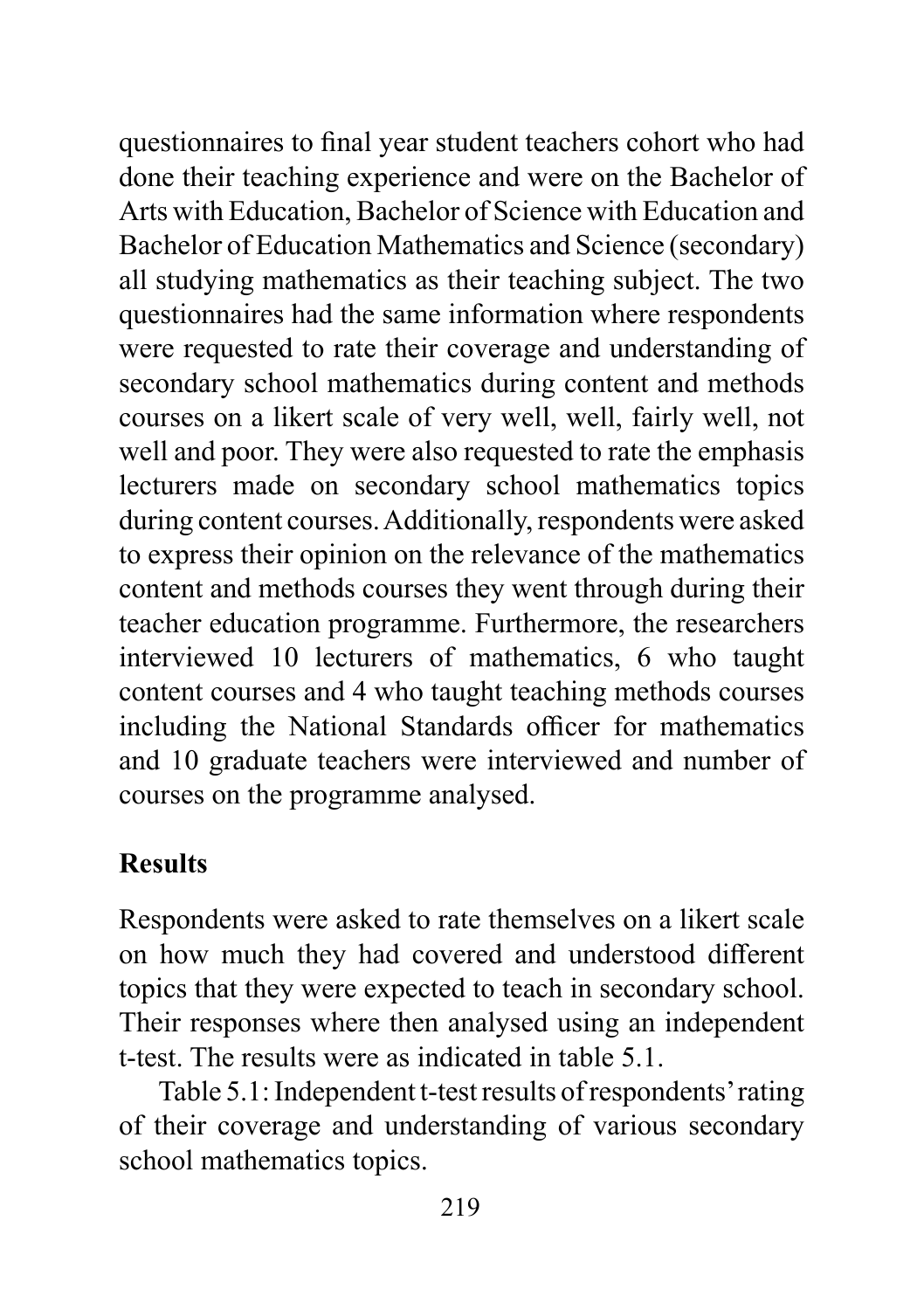questionnaires to final year student teachers cohort who had done their teaching experience and were on the Bachelor of Arts with Education, Bachelor of Science with Education and Bachelor of Education Mathematics and Science (secondary) all studying mathematics as their teaching subject. The two questionnaires had the same information where respondents were requested to rate their coverage and understanding of secondary school mathematics during content and methods courses on a likert scale of very well, well, fairly well, not well and poor. They were also requested to rate the emphasis lecturers made on secondary school mathematics topics during content courses. Additionally, respondents were asked to express their opinion on the relevance of the mathematics content and methods courses they went through during their teacher education programme. Furthermore, the researchers interviewed 10 lecturers of mathematics, 6 who taught content courses and 4 who taught teaching methods courses including the National Standards officer for mathematics and 10 graduate teachers were interviewed and number of courses on the programme analysed.

## Results

Respondents were asked to rate themselves on a likert scale on how much they had covered and understood different topics that they were expected to teach in secondary school. Their responses where then analysed using an independent t-test. The results were as indicated in table 5.1.

Table 5.1: Independent t-test results of respondents' rating of their coverage and understanding of various secondary school mathematics topics.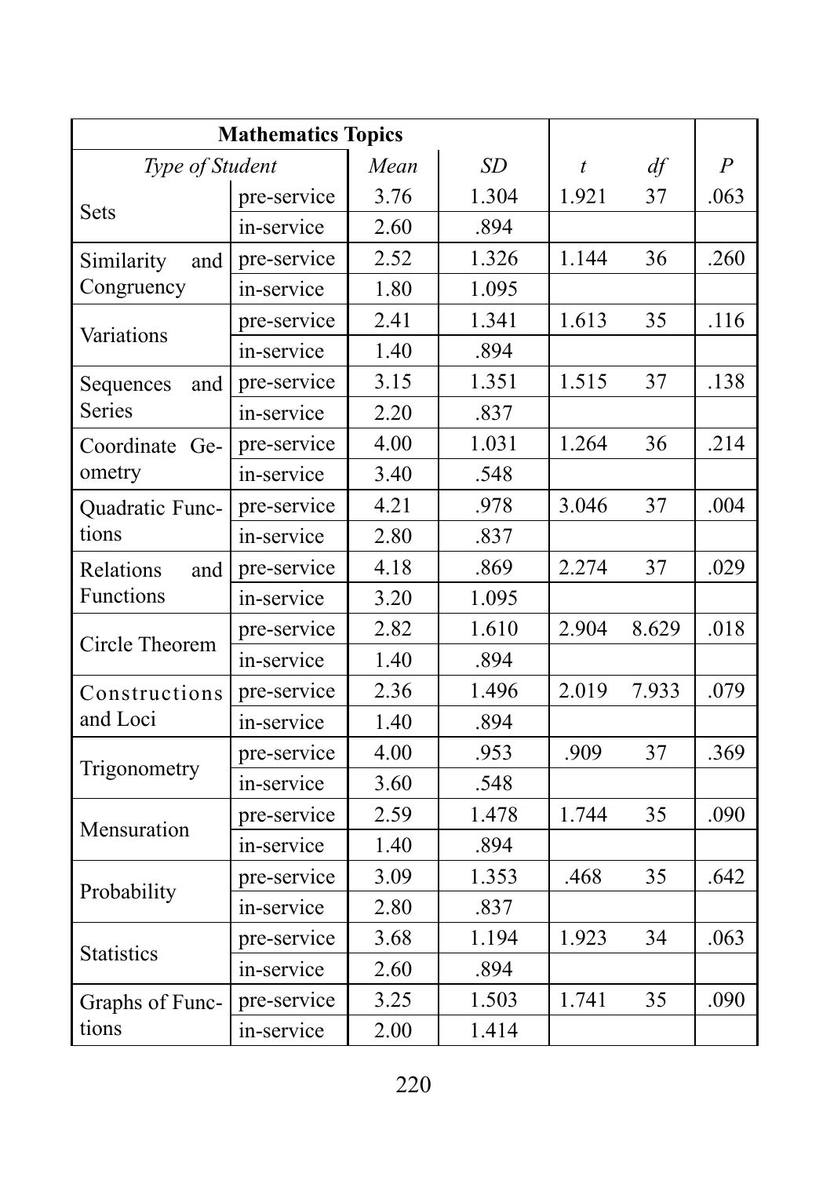| Mathematics Topics | | | | | | |
|---|---|---|---|---|---|---|
| *Type of Student* | | *Mean* | *SD* | *t* | *df* | *P* |
| Sets | pre-service | 3.76 | 1.304 | 1.921 | 37 | .063 |
| | in-service | 2.60 | .894 | | | |
| Similarity and Congruency | pre-service | 2.52 | 1.326 | 1.144 | 36 | .260 |
| | in-service | 1.80 | 1.095 | | | |
| Variations | pre-service | 2.41 | 1.341 | 1.613 | 35 | .116 |
| | in-service | 1.40 | .894 | | | |
| Sequences and Series | pre-service | 3.15 | 1.351 | 1.515 | 37 | .138 |
| | in-service | 2.20 | .837 | | | |
| Coordinate Geometry | pre-service | 4.00 | 1.031 | 1.264 | 36 | .214 |
| | in-service | 3.40 | .548 | | | |
| Quadratic Functions | pre-service | 4.21 | .978 | 3.046 | 37 | .004 |
| | in-service | 2.80 | .837 | | | |
| Relations and Functions | pre-service | 4.18 | .869 | 2.274 | 37 | .029 |
| | in-service | 3.20 | 1.095 | | | |
| Circle Theorem | pre-service | 2.82 | 1.610 | 2.904 | 8.629 | .018 |
| | in-service | 1.40 | .894 | | | |
| Constructions and Loci | pre-service | 2.36 | 1.496 | 2.019 | 7.933 | .079 |
| | in-service | 1.40 | .894 | | | |
| Trigonometry | pre-service | 4.00 | .953 | .909 | 37 | .369 |
| | in-service | 3.60 | .548 | | | |
| Mensuration | pre-service | 2.59 | 1.478 | 1.744 | 35 | .090 |
| | in-service | 1.40 | .894 | | | |
| Probability | pre-service | 3.09 | 1.353 | .468 | 35 | .642 |
| | in-service | 2.80 | .837 | | | |
| Statistics | pre-service | 3.68 | 1.194 | 1.923 | 34 | .063 |
| | in-service | 2.60 | .894 | | | |
| Graphs of Functions | pre-service | 3.25 | 1.503 | 1.741 | 35 | .090 |
| | in-service | 2.00 | 1.414 | | | |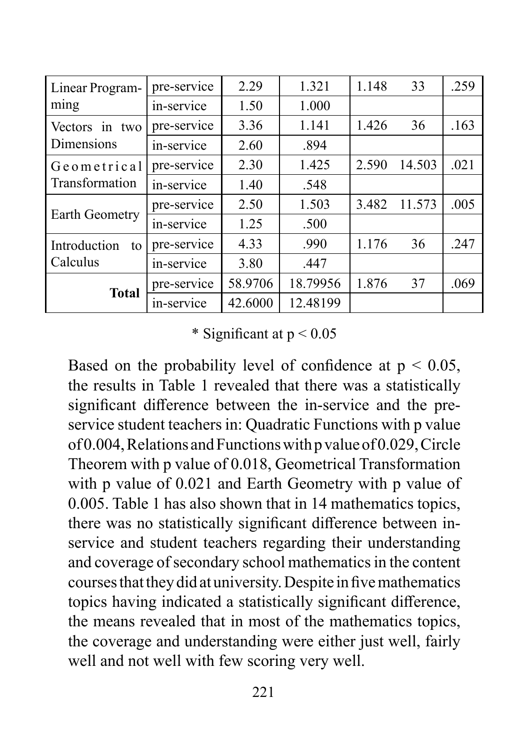| | | | | | | |
|---|---|---|---|---|---|---|
| Linear Programming | pre-service | 2.29 | 1.321 | 1.148 | 33 | .259 |
| | in-service | 1.50 | 1.000 | | | |
| Vectors in two Dimensions | pre-service | 3.36 | 1.141 | 1.426 | 36 | .163 |
| | in-service | 2.60 | .894 | | | |
| Geometrical Transformation | pre-service | 2.30 | 1.425 | 2.590 | 14.503 | .021 |
| | in-service | 1.40 | .548 | | | |
| Earth Geometry | pre-service | 2.50 | 1.503 | 3.482 | 11.573 | .005 |
| | in-service | 1.25 | .500 | | | |
| Introduction to Calculus | pre-service | 4.33 | .990 | 1.176 | 36 | .247 |
| | in-service | 3.80 | .447 | | | |
| **Total** | pre-service | 58.9706 | 18.79956 | 1.876 | 37 | .069 |
| | in-service | 42.6000 | 12.48199 | | | |

* Significant at $p < 0.05$

Based on the probability level of confidence at $p < 0.05$, the results in Table 1 revealed that there was a statistically significant difference between the in-service and the pre-service student teachers in: Quadratic Functions with p value of 0.004, Relations and Functions with p value of 0.029, Circle Theorem with p value of 0.018, Geometrical Transformation with p value of 0.021 and Earth Geometry with p value of 0.005. Table 1 has also shown that in 14 mathematics topics, there was no statistically significant difference between in-service and student teachers regarding their understanding and coverage of secondary school mathematics in the content courses that they did at university. Despite in five mathematics topics having indicated a statistically significant difference, the means revealed that in most of the mathematics topics, the coverage and understanding were either just well, fairly well and not well with few scoring very well.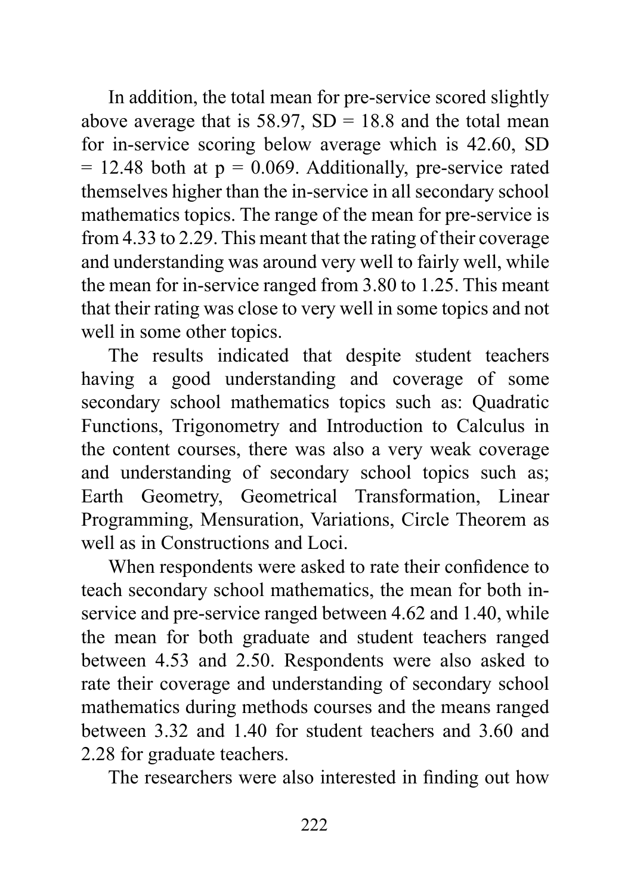In addition, the total mean for pre-service scored slightly above average that is 58.97, SD = 18.8 and the total mean for in-service scoring below average which is 42.60, SD = 12.48 both at $p = 0.069$. Additionally, pre-service rated themselves higher than the in-service in all secondary school mathematics topics. The range of the mean for pre-service is from 4.33 to 2.29. This meant that the rating of their coverage and understanding was around very well to fairly well, while the mean for in-service ranged from 3.80 to 1.25. This meant that their rating was close to very well in some topics and not well in some other topics.

The results indicated that despite student teachers having a good understanding and coverage of some secondary school mathematics topics such as: Quadratic Functions, Trigonometry and Introduction to Calculus in the content courses, there was also a very weak coverage and understanding of secondary school topics such as; Earth Geometry, Geometrical Transformation, Linear Programming, Mensuration, Variations, Circle Theorem as well as in Constructions and Loci.

When respondents were asked to rate their confidence to teach secondary school mathematics, the mean for both in-service and pre-service ranged between 4.62 and 1.40, while the mean for both graduate and student teachers ranged between 4.53 and 2.50. Respondents were also asked to rate their coverage and understanding of secondary school mathematics during methods courses and the means ranged between 3.32 and 1.40 for student teachers and 3.60 and 2.28 for graduate teachers.

The researchers were also interested in finding out how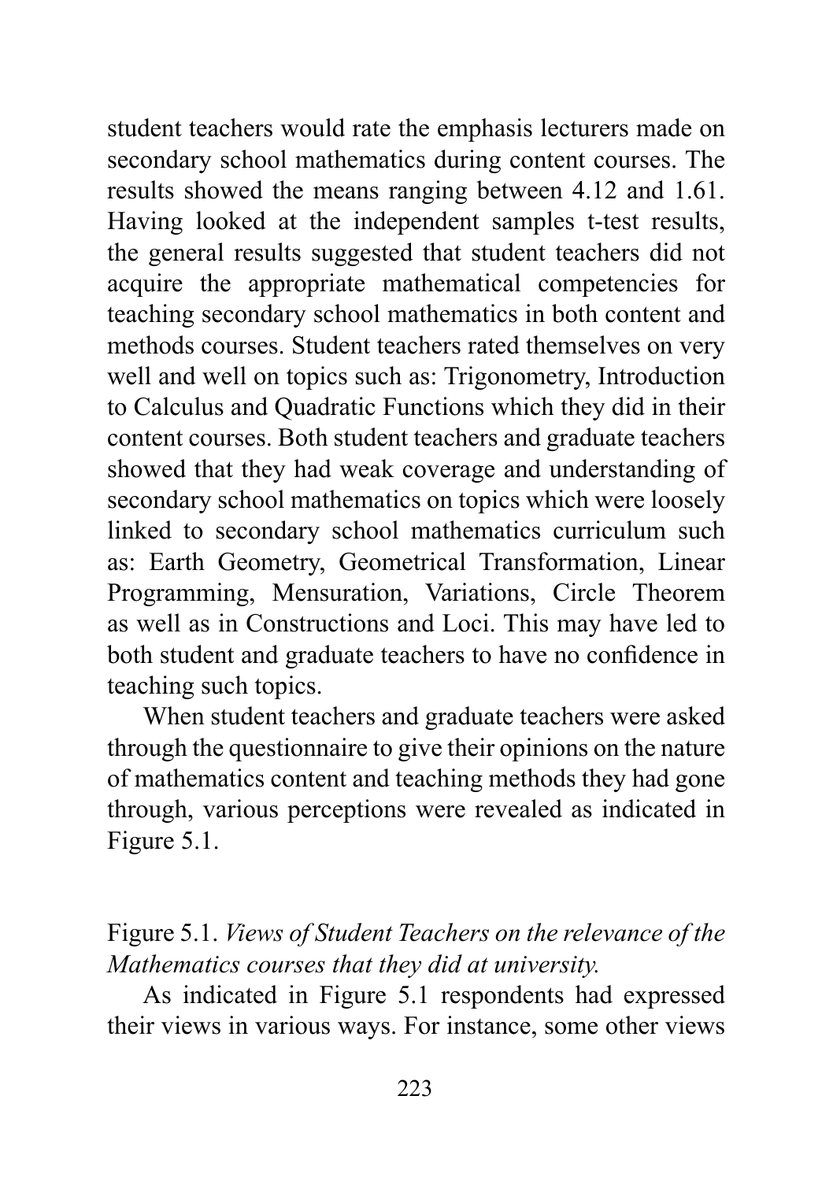student teachers would rate the emphasis lecturers made on secondary school mathematics during content courses. The results showed the means ranging between 4.12 and 1.61. Having looked at the independent samples t-test results, the general results suggested that student teachers did not acquire the appropriate mathematical competencies for teaching secondary school mathematics in both content and methods courses. Student teachers rated themselves on very well and well on topics such as: Trigonometry, Introduction to Calculus and Quadratic Functions which they did in their content courses. Both student teachers and graduate teachers showed that they had weak coverage and understanding of secondary school mathematics on topics which were loosely linked to secondary school mathematics curriculum such as: Earth Geometry, Geometrical Transformation, Linear Programming, Mensuration, Variations, Circle Theorem as well as in Constructions and Loci. This may have led to both student and graduate teachers to have no confidence in teaching such topics.

When student teachers and graduate teachers were asked through the questionnaire to give their opinions on the nature of mathematics content and teaching methods they had gone through, various perceptions were revealed as indicated in Figure 5.1.

Figure 5.1. *Views of Student Teachers on the relevance of the Mathematics courses that they did at university.*

As indicated in Figure 5.1 respondents had expressed their views in various ways. For instance, some other views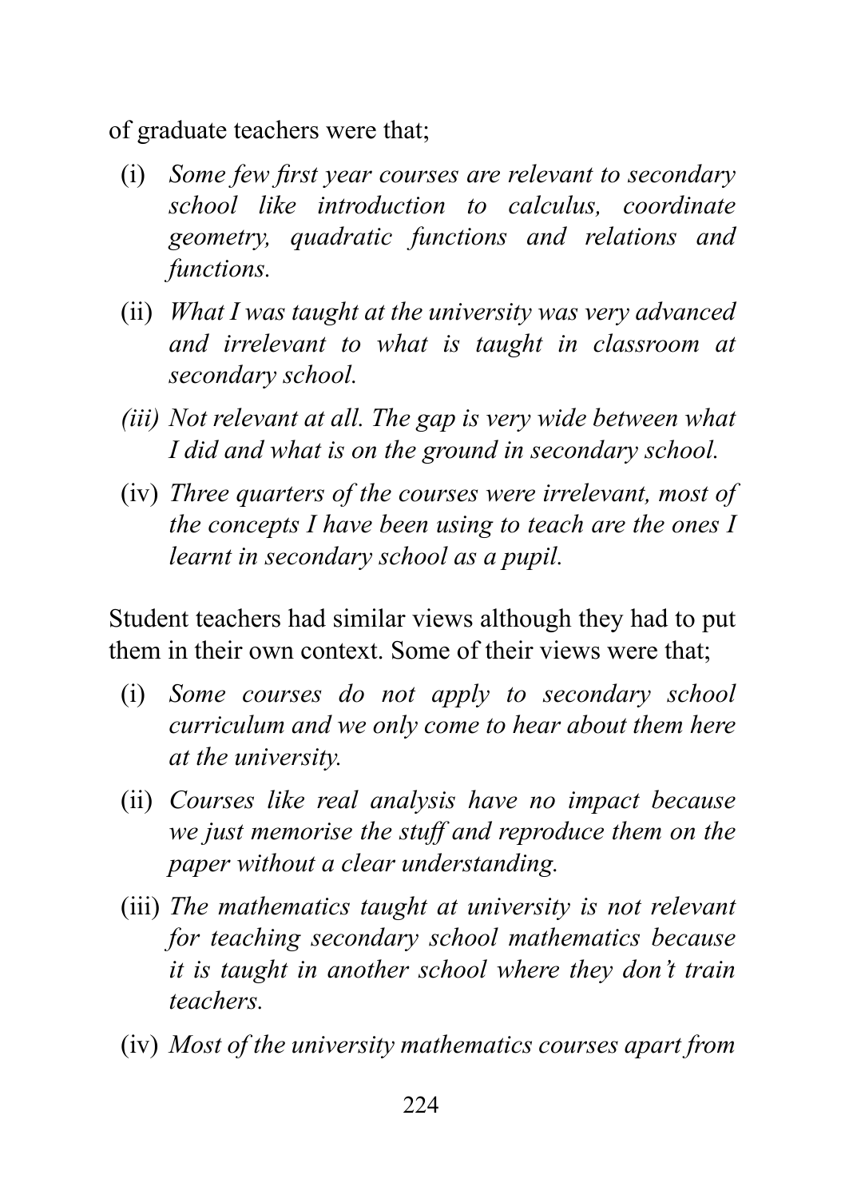of graduate teachers were that;

(i) *Some few first year courses are relevant to secondary school like introduction to calculus, coordinate geometry, quadratic functions and relations and functions.*

(ii) *What I was taught at the university was very advanced and irrelevant to what is taught in classroom at secondary school.*

*(iii) Not relevant at all. The gap is very wide between what I did and what is on the ground in secondary school.*

(iv) *Three quarters of the courses were irrelevant, most of the concepts I have been using to teach are the ones I learnt in secondary school as a pupil.*

Student teachers had similar views although they had to put them in their own context. Some of their views were that;

(i) *Some courses do not apply to secondary school curriculum and we only come to hear about them here at the university.*

(ii) *Courses like real analysis have no impact because we just memorise the stuff and reproduce them on the paper without a clear understanding.*

(iii) *The mathematics taught at university is not relevant for teaching secondary school mathematics because it is taught in another school where they don't train teachers.*

(iv) *Most of the university mathematics courses apart from*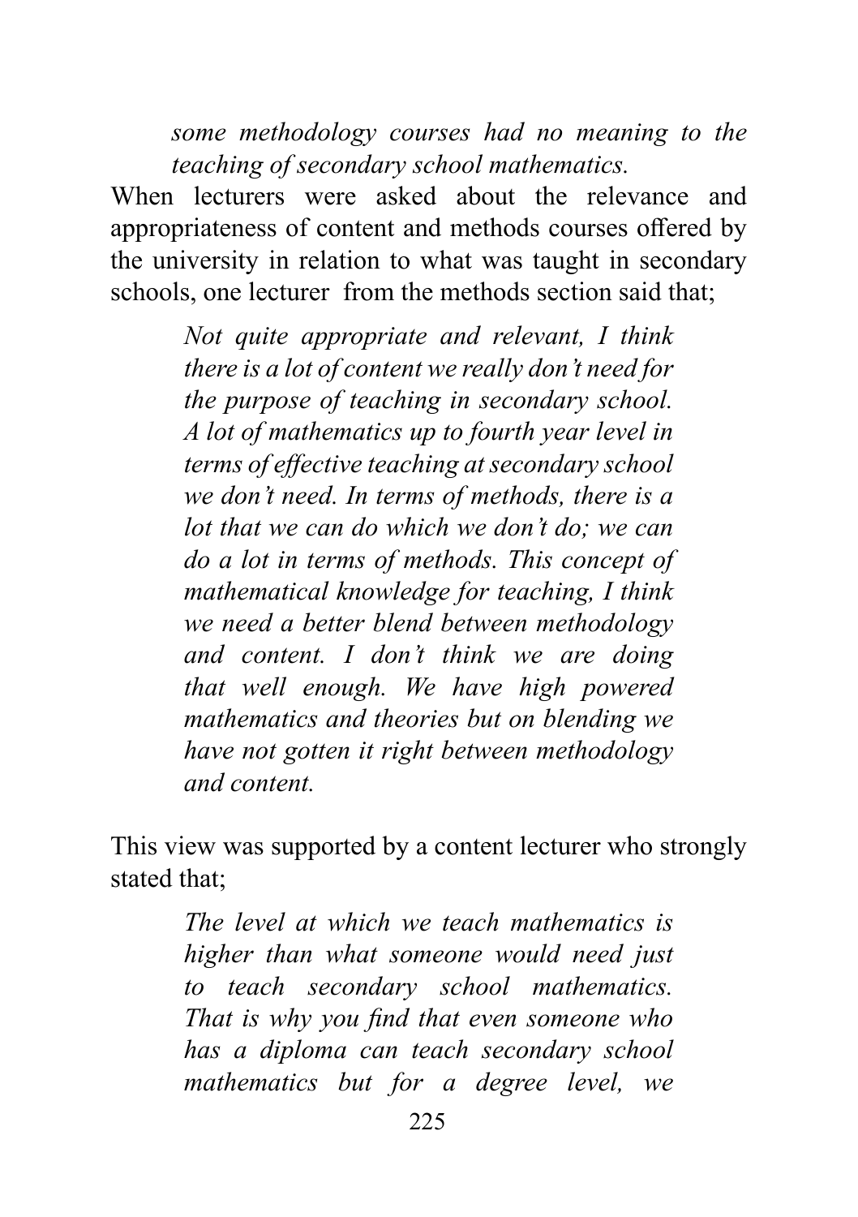> *some methodology courses had no meaning to the teaching of secondary school mathematics.*

When lecturers were asked about the relevance and appropriateness of content and methods courses offered by the university in relation to what was taught in secondary schools, one lecturer from the methods section said that;

> *Not quite appropriate and relevant, I think there is a lot of content we really don't need for the purpose of teaching in secondary school. A lot of mathematics up to fourth year level in terms of effective teaching at secondary school we don't need. In terms of methods, there is a lot that we can do which we don't do; we can do a lot in terms of methods. This concept of mathematical knowledge for teaching, I think we need a better blend between methodology and content. I don't think we are doing that well enough. We have high powered mathematics and theories but on blending we have not gotten it right between methodology and content.*

This view was supported by a content lecturer who strongly stated that;

> *The level at which we teach mathematics is higher than what someone would need just to teach secondary school mathematics. That is why you find that even someone who has a diploma can teach secondary school mathematics but for a degree level, we*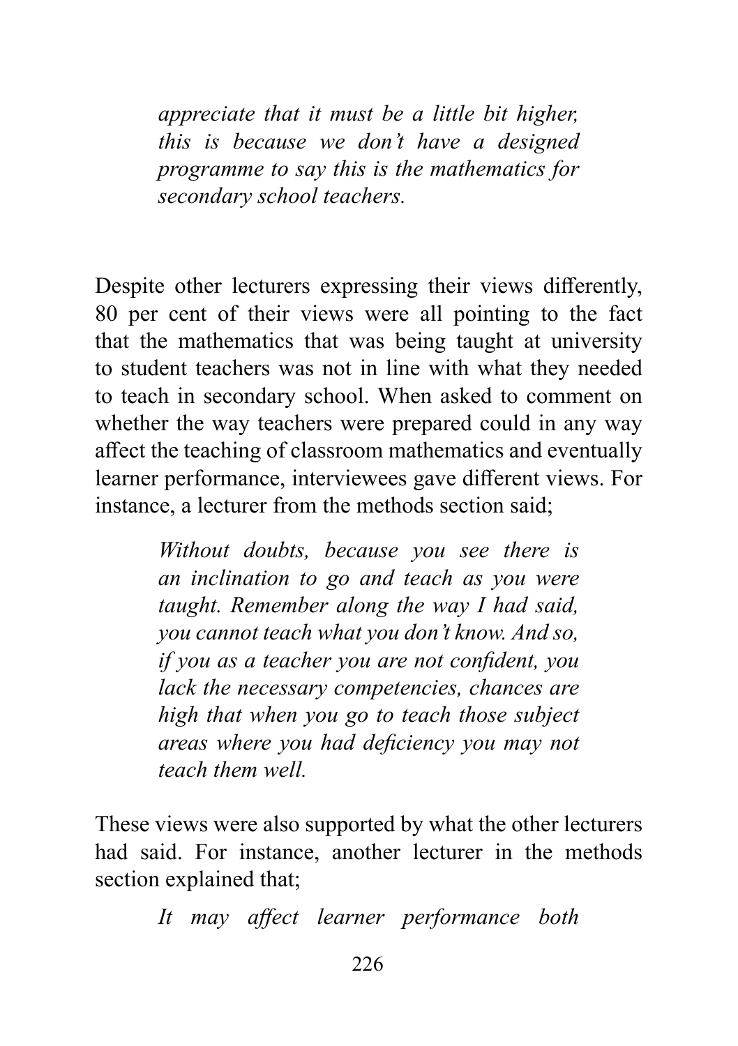*appreciate that it must be a little bit higher, this is because we don't have a designed programme to say this is the mathematics for secondary school teachers.*

Despite other lecturers expressing their views differently, 80 per cent of their views were all pointing to the fact that the mathematics that was being taught at university to student teachers was not in line with what they needed to teach in secondary school. When asked to comment on whether the way teachers were prepared could in any way affect the teaching of classroom mathematics and eventually learner performance, interviewees gave different views. For instance, a lecturer from the methods section said;

> *Without doubts, because you see there is an inclination to go and teach as you were taught. Remember along the way I had said, you cannot teach what you don't know. And so, if you as a teacher you are not confident, you lack the necessary competencies, chances are high that when you go to teach those subject areas where you had deficiency you may not teach them well.*

These views were also supported by what the other lecturers had said. For instance, another lecturer in the methods section explained that;

> *It may affect learner performance both*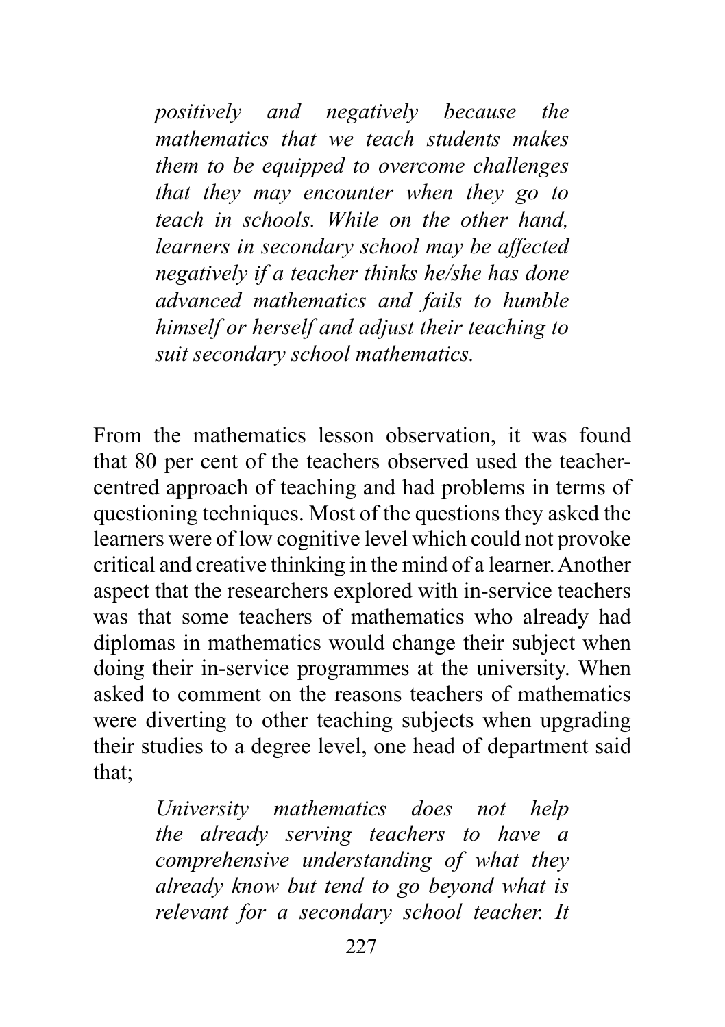> *positively and negatively because the mathematics that we teach students makes them to be equipped to overcome challenges that they may encounter when they go to teach in schools. While on the other hand, learners in secondary school may be affected negatively if a teacher thinks he/she has done advanced mathematics and fails to humble himself or herself and adjust their teaching to suit secondary school mathematics.*

From the mathematics lesson observation, it was found that 80 per cent of the teachers observed used the teacher-centred approach of teaching and had problems in terms of questioning techniques. Most of the questions they asked the learners were of low cognitive level which could not provoke critical and creative thinking in the mind of a learner. Another aspect that the researchers explored with in-service teachers was that some teachers of mathematics who already had diplomas in mathematics would change their subject when doing their in-service programmes at the university. When asked to comment on the reasons teachers of mathematics were diverting to other teaching subjects when upgrading their studies to a degree level, one head of department said that;

> *University mathematics does not help the already serving teachers to have a comprehensive understanding of what they already know but tend to go beyond what is relevant for a secondary school teacher. It*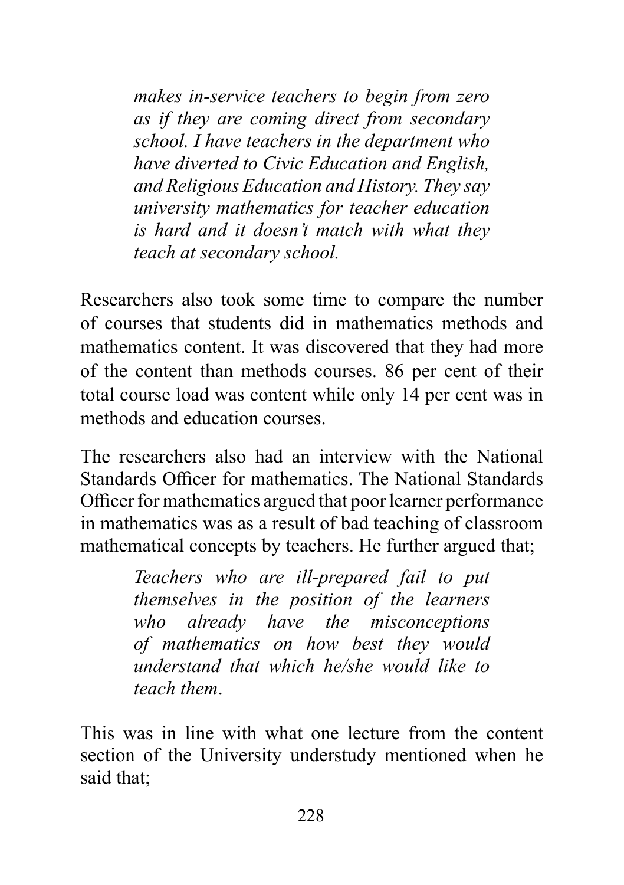> *makes in-service teachers to begin from zero as if they are coming direct from secondary school. I have teachers in the department who have diverted to Civic Education and English, and Religious Education and History. They say university mathematics for teacher education is hard and it doesn't match with what they teach at secondary school.*

Researchers also took some time to compare the number of courses that students did in mathematics methods and mathematics content. It was discovered that they had more of the content than methods courses. 86 per cent of their total course load was content while only 14 per cent was in methods and education courses.

The researchers also had an interview with the National Standards Officer for mathematics. The National Standards Officer for mathematics argued that poor learner performance in mathematics was as a result of bad teaching of classroom mathematical concepts by teachers. He further argued that;

> *Teachers who are ill-prepared fail to put themselves in the position of the learners who already have the misconceptions of mathematics on how best they would understand that which he/she would like to teach them*.

This was in line with what one lecture from the content section of the University understudy mentioned when he said that;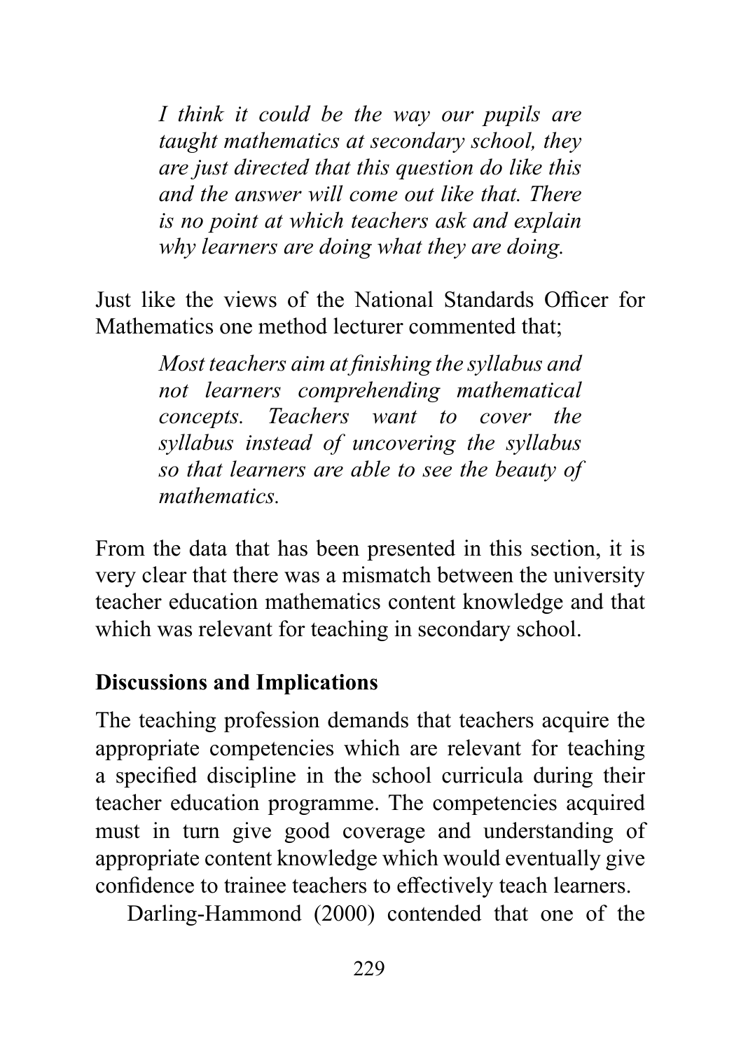> *I think it could be the way our pupils are taught mathematics at secondary school, they are just directed that this question do like this and the answer will come out like that. There is no point at which teachers ask and explain why learners are doing what they are doing.*

Just like the views of the National Standards Officer for Mathematics one method lecturer commented that;

> *Most teachers aim at finishing the syllabus and not learners comprehending mathematical concepts. Teachers want to cover the syllabus instead of uncovering the syllabus so that learners are able to see the beauty of mathematics.*

From the data that has been presented in this section, it is very clear that there was a mismatch between the university teacher education mathematics content knowledge and that which was relevant for teaching in secondary school.

## Discussions and Implications

The teaching profession demands that teachers acquire the appropriate competencies which are relevant for teaching a specified discipline in the school curricula during their teacher education programme. The competencies acquired must in turn give good coverage and understanding of appropriate content knowledge which would eventually give confidence to trainee teachers to effectively teach learners.

Darling-Hammond (2000) contended that one of the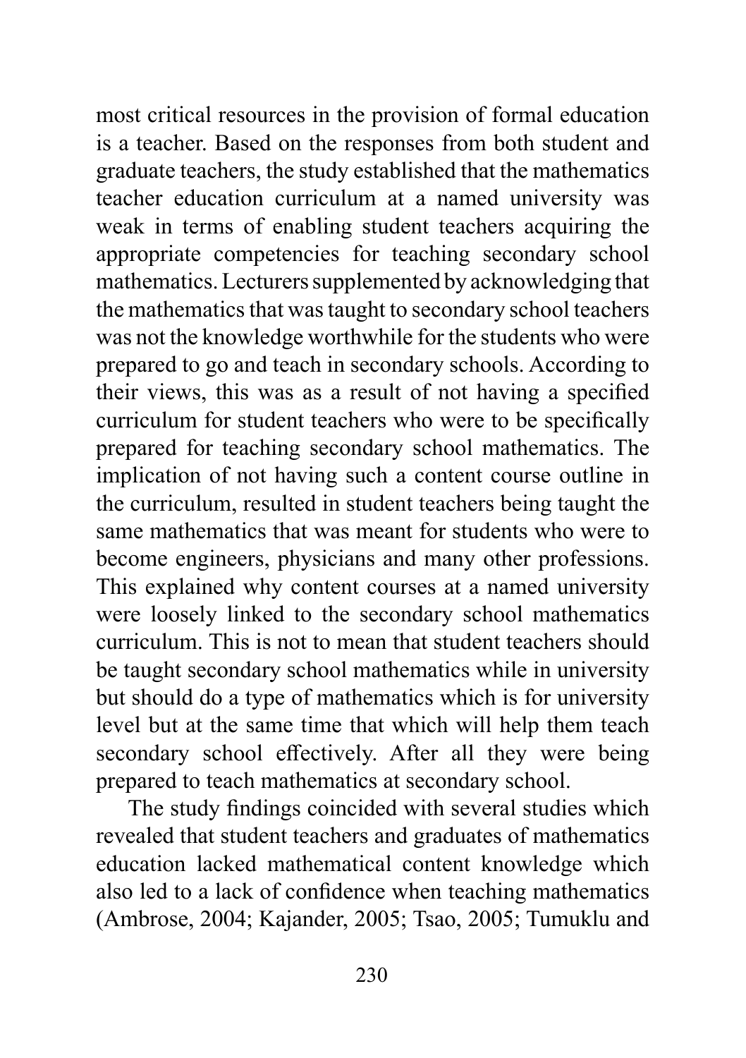most critical resources in the provision of formal education is a teacher. Based on the responses from both student and graduate teachers, the study established that the mathematics teacher education curriculum at a named university was weak in terms of enabling student teachers acquiring the appropriate competencies for teaching secondary school mathematics. Lecturers supplemented by acknowledging that the mathematics that was taught to secondary school teachers was not the knowledge worthwhile for the students who were prepared to go and teach in secondary schools. According to their views, this was as a result of not having a specified curriculum for student teachers who were to be specifically prepared for teaching secondary school mathematics. The implication of not having such a content course outline in the curriculum, resulted in student teachers being taught the same mathematics that was meant for students who were to become engineers, physicians and many other professions. This explained why content courses at a named university were loosely linked to the secondary school mathematics curriculum. This is not to mean that student teachers should be taught secondary school mathematics while in university but should do a type of mathematics which is for university level but at the same time that which will help them teach secondary school effectively. After all they were being prepared to teach mathematics at secondary school.

The study findings coincided with several studies which revealed that student teachers and graduates of mathematics education lacked mathematical content knowledge which also led to a lack of confidence when teaching mathematics (Ambrose, 2004; Kajander, 2005; Tsao, 2005; Tumuklu and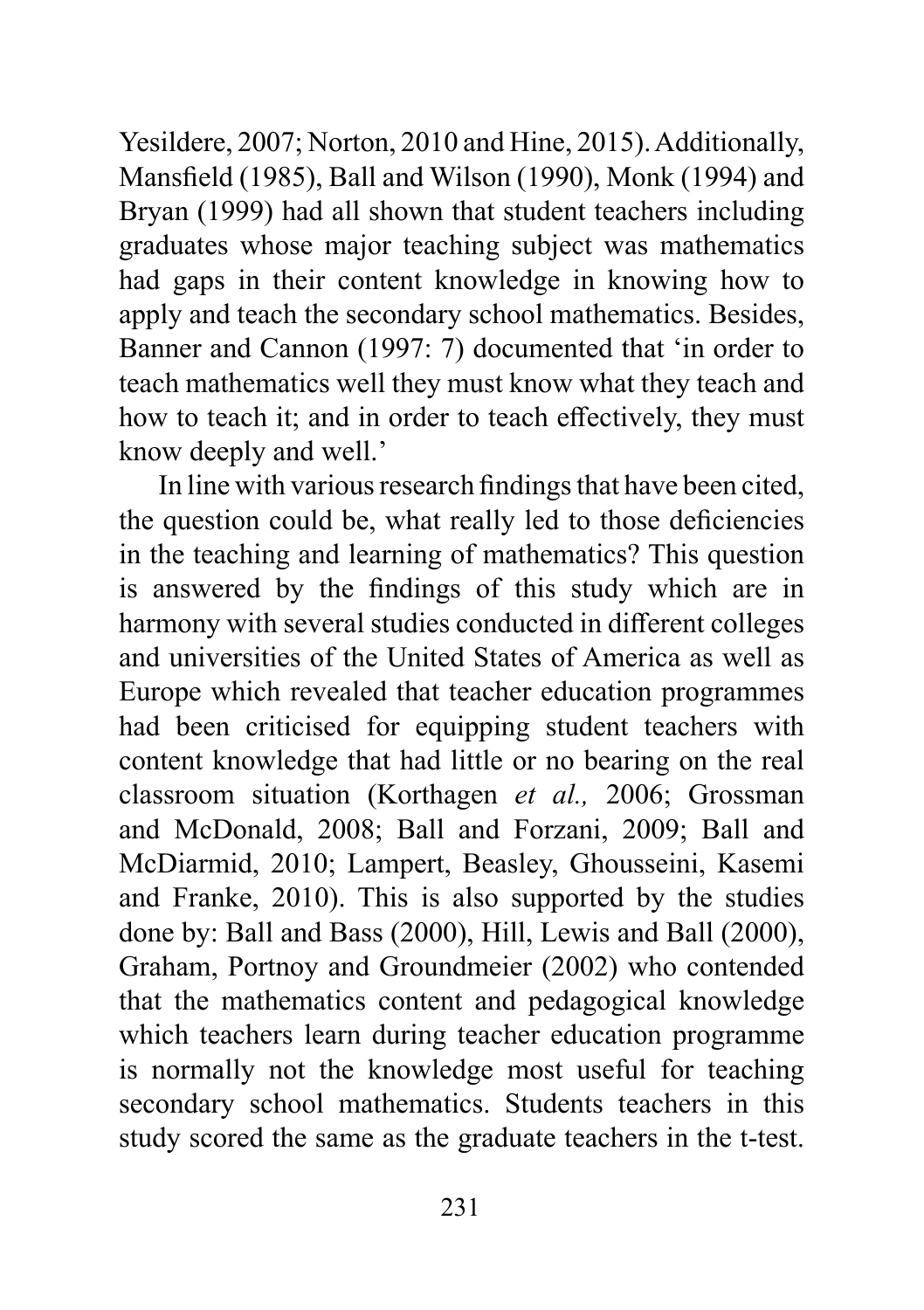Yesildere, 2007; Norton, 2010 and Hine, 2015). Additionally, Mansfield (1985), Ball and Wilson (1990), Monk (1994) and Bryan (1999) had all shown that student teachers including graduates whose major teaching subject was mathematics had gaps in their content knowledge in knowing how to apply and teach the secondary school mathematics. Besides, Banner and Cannon (1997: 7) documented that 'in order to teach mathematics well they must know what they teach and how to teach it; and in order to teach effectively, they must know deeply and well.'

In line with various research findings that have been cited, the question could be, what really led to those deficiencies in the teaching and learning of mathematics? This question is answered by the findings of this study which are in harmony with several studies conducted in different colleges and universities of the United States of America as well as Europe which revealed that teacher education programmes had been criticised for equipping student teachers with content knowledge that had little or no bearing on the real classroom situation (Korthagen *et al.,* 2006; Grossman and McDonald, 2008; Ball and Forzani, 2009; Ball and McDiarmid, 2010; Lampert, Beasley, Ghousseini, Kasemi and Franke, 2010). This is also supported by the studies done by: Ball and Bass (2000), Hill, Lewis and Ball (2000), Graham, Portnoy and Groundmeier (2002) who contended that the mathematics content and pedagogical knowledge which teachers learn during teacher education programme is normally not the knowledge most useful for teaching secondary school mathematics. Students teachers in this study scored the same as the graduate teachers in the t-test.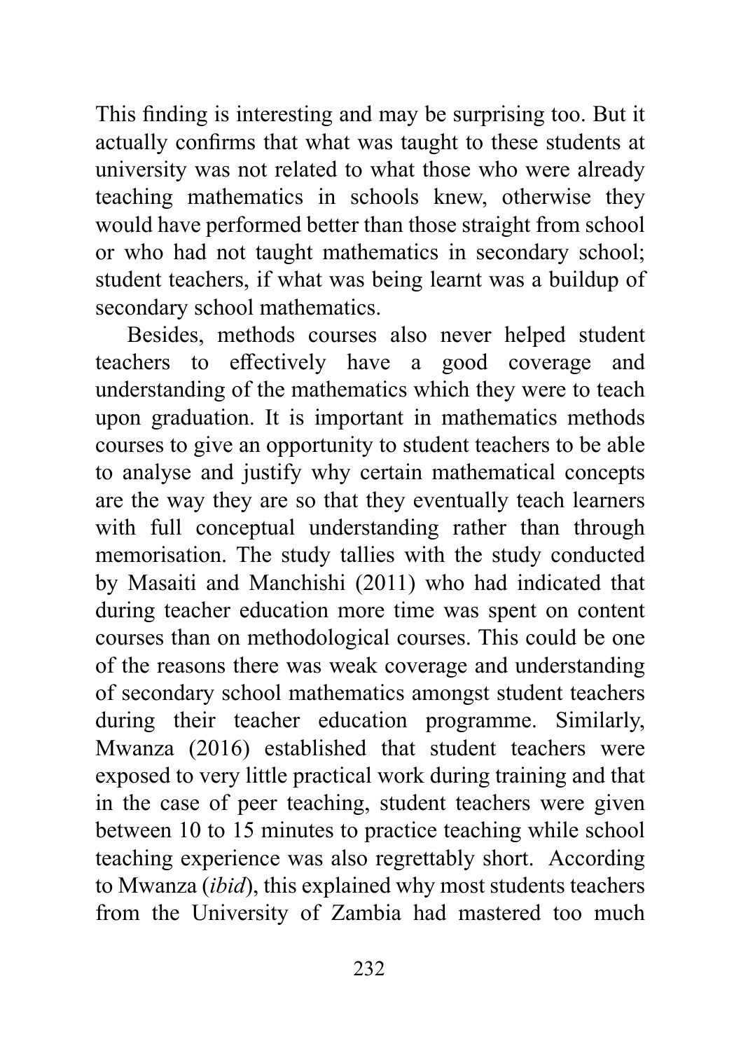This finding is interesting and may be surprising too. But it actually confirms that what was taught to these students at university was not related to what those who were already teaching mathematics in schools knew, otherwise they would have performed better than those straight from school or who had not taught mathematics in secondary school; student teachers, if what was being learnt was a buildup of secondary school mathematics.

Besides, methods courses also never helped student teachers to effectively have a good coverage and understanding of the mathematics which they were to teach upon graduation. It is important in mathematics methods courses to give an opportunity to student teachers to be able to analyse and justify why certain mathematical concepts are the way they are so that they eventually teach learners with full conceptual understanding rather than through memorisation. The study tallies with the study conducted by Masaiti and Manchishi (2011) who had indicated that during teacher education more time was spent on content courses than on methodological courses. This could be one of the reasons there was weak coverage and understanding of secondary school mathematics amongst student teachers during their teacher education programme. Similarly, Mwanza (2016) established that student teachers were exposed to very little practical work during training and that in the case of peer teaching, student teachers were given between 10 to 15 minutes to practice teaching while school teaching experience was also regrettably short. According to Mwanza (*ibid*), this explained why most students teachers from the University of Zambia had mastered too much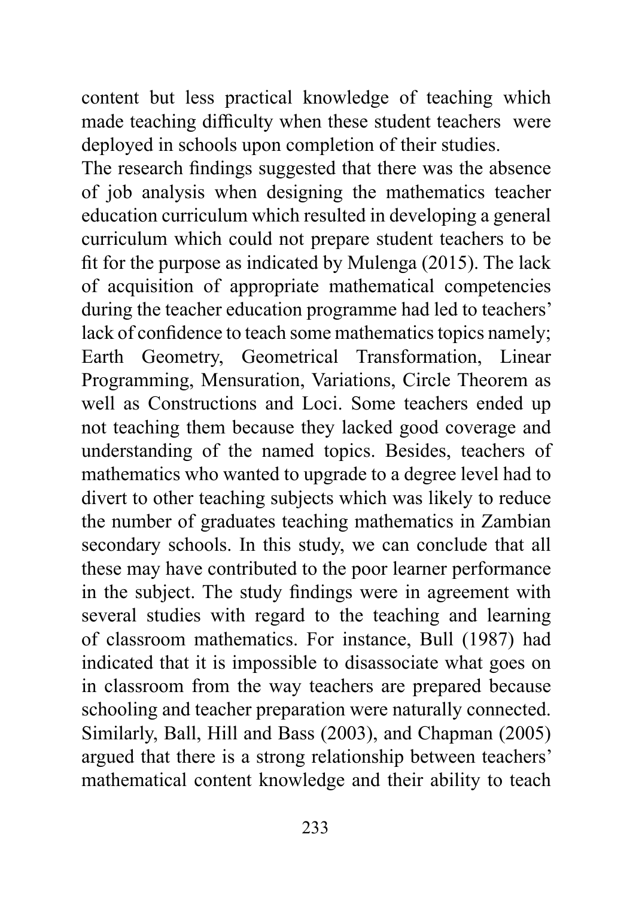content but less practical knowledge of teaching which made teaching difficulty when these student teachers were deployed in schools upon completion of their studies.

The research findings suggested that there was the absence of job analysis when designing the mathematics teacher education curriculum which resulted in developing a general curriculum which could not prepare student teachers to be fit for the purpose as indicated by Mulenga (2015). The lack of acquisition of appropriate mathematical competencies during the teacher education programme had led to teachers' lack of confidence to teach some mathematics topics namely; Earth Geometry, Geometrical Transformation, Linear Programming, Mensuration, Variations, Circle Theorem as well as Constructions and Loci. Some teachers ended up not teaching them because they lacked good coverage and understanding of the named topics. Besides, teachers of mathematics who wanted to upgrade to a degree level had to divert to other teaching subjects which was likely to reduce the number of graduates teaching mathematics in Zambian secondary schools. In this study, we can conclude that all these may have contributed to the poor learner performance in the subject. The study findings were in agreement with several studies with regard to the teaching and learning of classroom mathematics. For instance, Bull (1987) had indicated that it is impossible to disassociate what goes on in classroom from the way teachers are prepared because schooling and teacher preparation were naturally connected. Similarly, Ball, Hill and Bass (2003), and Chapman (2005) argued that there is a strong relationship between teachers' mathematical content knowledge and their ability to teach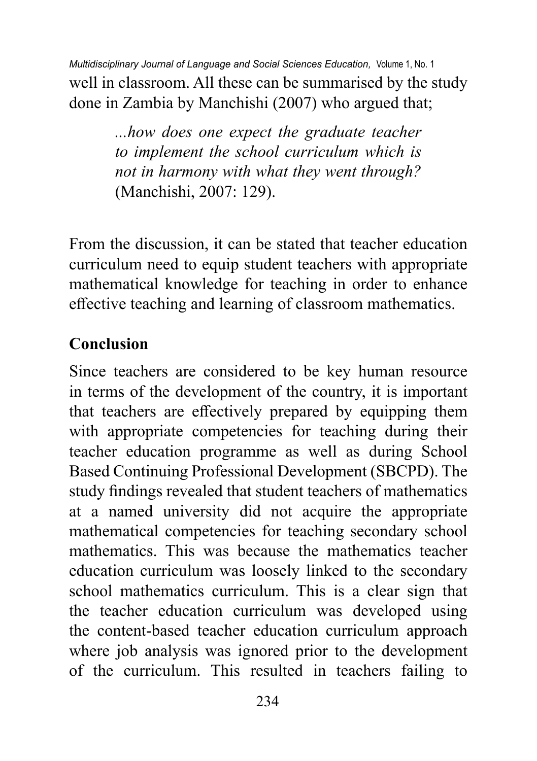well in classroom. All these can be summarised by the study done in Zambia by Manchishi (2007) who argued that;

> *...how does one expect the graduate teacher to implement the school curriculum which is not in harmony with what they went through?* (Manchishi, 2007: 129).

From the discussion, it can be stated that teacher education curriculum need to equip student teachers with appropriate mathematical knowledge for teaching in order to enhance effective teaching and learning of classroom mathematics.

## Conclusion

Since teachers are considered to be key human resource in terms of the development of the country, it is important that teachers are effectively prepared by equipping them with appropriate competencies for teaching during their teacher education programme as well as during School Based Continuing Professional Development (SBCPD). The study findings revealed that student teachers of mathematics at a named university did not acquire the appropriate mathematical competencies for teaching secondary school mathematics. This was because the mathematics teacher education curriculum was loosely linked to the secondary school mathematics curriculum. This is a clear sign that the teacher education curriculum was developed using the content-based teacher education curriculum approach where job analysis was ignored prior to the development of the curriculum. This resulted in teachers failing to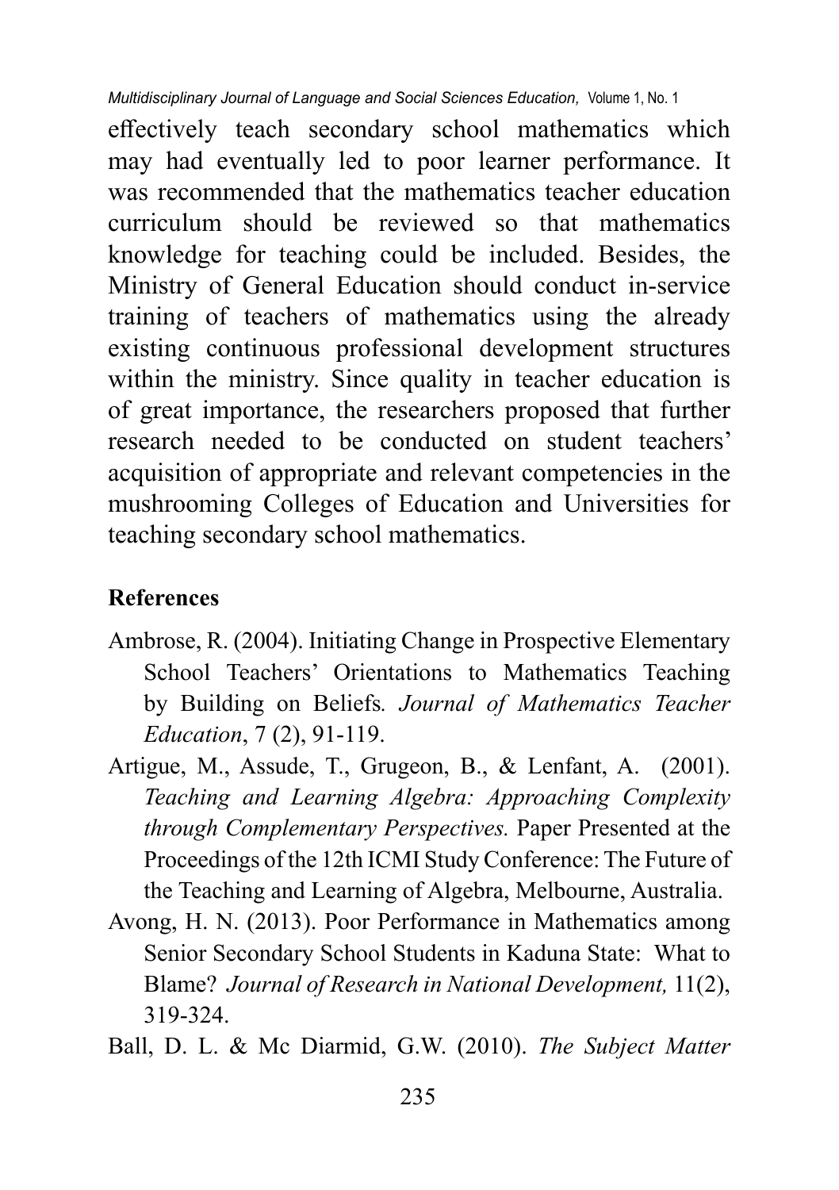effectively teach secondary school mathematics which may had eventually led to poor learner performance. It was recommended that the mathematics teacher education curriculum should be reviewed so that mathematics knowledge for teaching could be included. Besides, the Ministry of General Education should conduct in-service training of teachers of mathematics using the already existing continuous professional development structures within the ministry. Since quality in teacher education is of great importance, the researchers proposed that further research needed to be conducted on student teachers' acquisition of appropriate and relevant competencies in the mushrooming Colleges of Education and Universities for teaching secondary school mathematics.

## References

Ambrose, R. (2004). Initiating Change in Prospective Elementary School Teachers' Orientations to Mathematics Teaching by Building on Beliefs*.* *Journal of Mathematics Teacher Education*, 7 (2), 91-119.

Artigue, M., Assude, T., Grugeon, B., & Lenfant, A. (2001). *Teaching and Learning Algebra: Approaching Complexity through Complementary Perspectives.* Paper Presented at the Proceedings of the 12th ICMI Study Conference: The Future of the Teaching and Learning of Algebra, Melbourne, Australia.

Avong, H. N. (2013). Poor Performance in Mathematics among Senior Secondary School Students in Kaduna State: What to Blame? *Journal of Research in National Development,* 11(2), 319-324.

Ball, D. L. & Mc Diarmid, G.W. (2010). *The Subject Matter*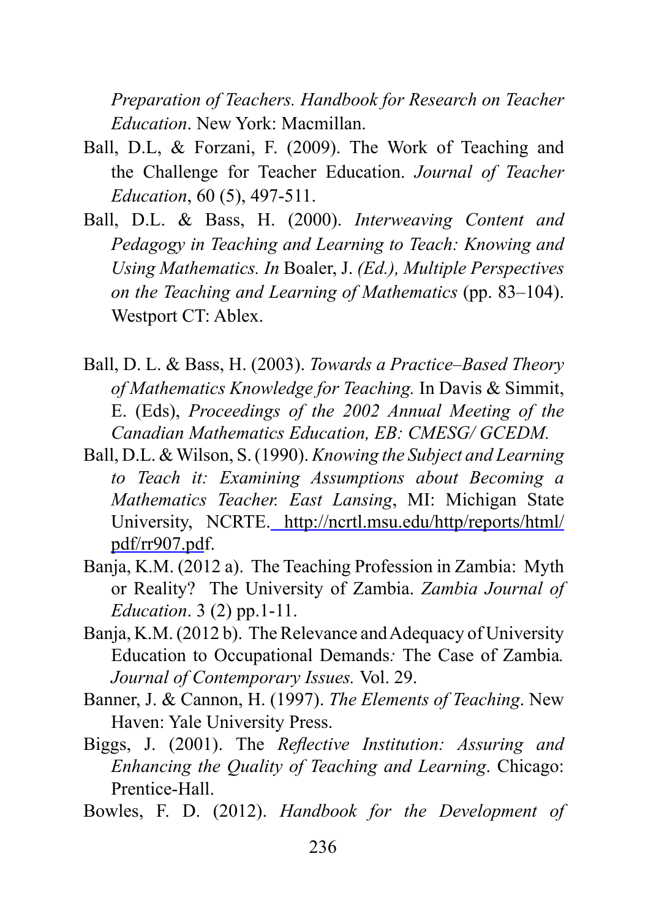*Preparation of Teachers. Handbook for Research on Teacher Education*. New York: Macmillan.

Ball, D.L, & Forzani, F. (2009). The Work of Teaching and the Challenge for Teacher Education. *Journal of Teacher Education*, 60 (5), 497-511.

Ball, D.L. & Bass, H. (2000). *Interweaving Content and Pedagogy in Teaching and Learning to Teach: Knowing and Using Mathematics. In* Boaler, J. *(Ed.), Multiple Perspectives on the Teaching and Learning of Mathematics* (pp. 83–104). Westport CT: Ablex.

Ball, D. L. & Bass, H. (2003). *Towards a Practice–Based Theory of Mathematics Knowledge for Teaching.* In Davis & Simmit, E. (Eds), *Proceedings of the 2002 Annual Meeting of the Canadian Mathematics Education, EB: CMESG/ GCEDM.*

Ball, D.L. & Wilson, S. (1990). *Knowing the Subject and Learning to Teach it: Examining Assumptions about Becoming a Mathematics Teacher. East Lansing*, MI: Michigan State University, NCRTE. http://ncrtl.msu.edu/http/reports/html/pdf/rr907.pdf.

Banja, K.M. (2012 a). The Teaching Profession in Zambia: Myth or Reality? The University of Zambia. *Zambia Journal of Education*. 3 (2) pp.1-11.

Banja, K.M. (2012 b). The Relevance and Adequacy of University Education to Occupational Demands*:* The Case of Zambia*. Journal of Contemporary Issues.* Vol. 29.

Banner, J. & Cannon, H. (1997). *The Elements of Teaching*. New Haven: Yale University Press.

Biggs, J. (2001). The *Reflective Institution: Assuring and Enhancing the Quality of Teaching and Learning*. Chicago: Prentice-Hall.

Bowles, F. D. (2012). *Handbook for the Development of*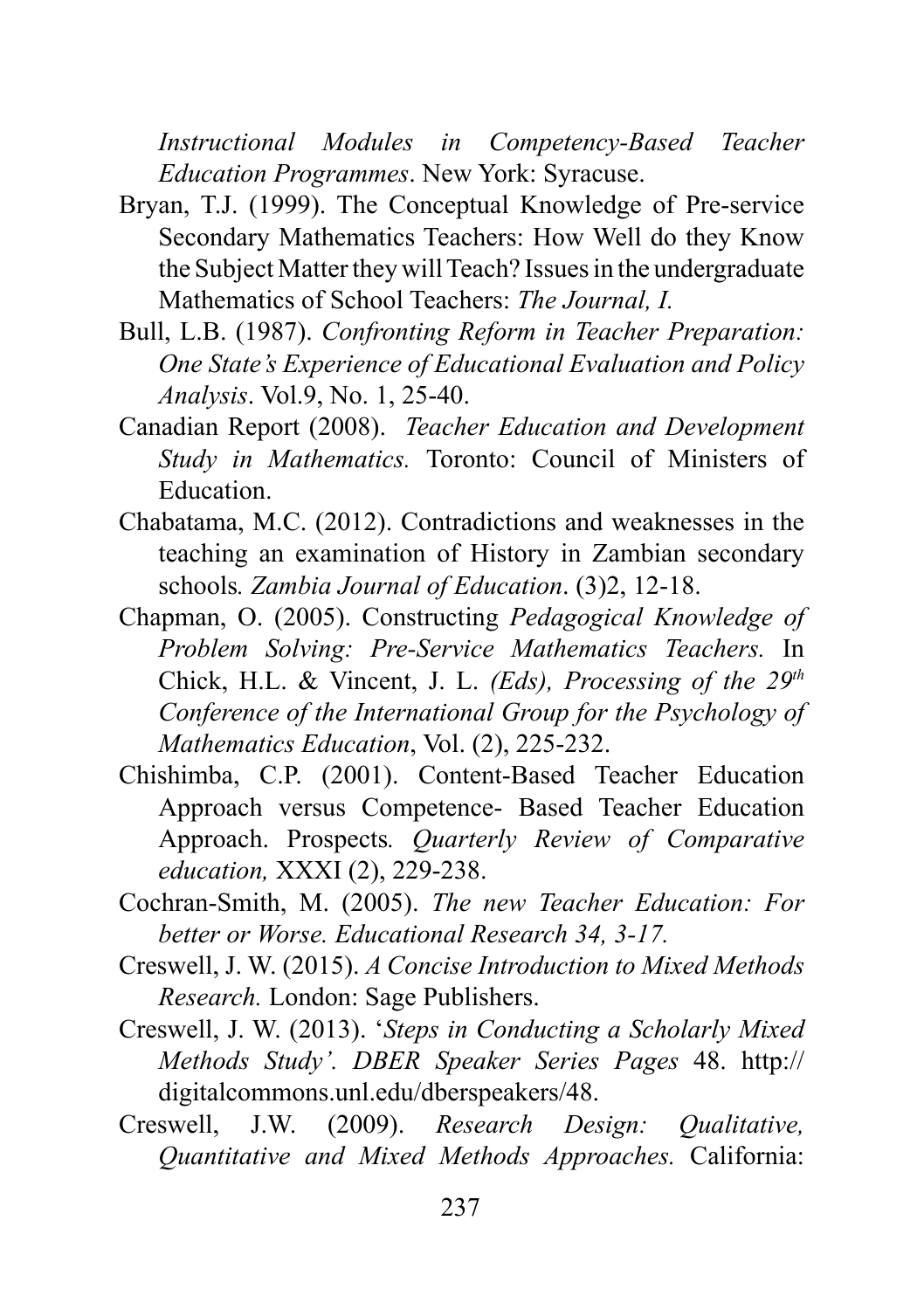*Instructional Modules in Competency-Based Teacher Education Programmes*. New York: Syracuse.

Bryan, T.J. (1999). The Conceptual Knowledge of Pre-service Secondary Mathematics Teachers: How Well do they Know the Subject Matter they will Teach? Issues in the undergraduate Mathematics of School Teachers: *The Journal, I.*

Bull, L.B. (1987). *Confronting Reform in Teacher Preparation: One State's Experience of Educational Evaluation and Policy Analysis*. Vol.9, No. 1, 25-40.

Canadian Report (2008). *Teacher Education and Development Study in Mathematics.* Toronto: Council of Ministers of Education.

Chabatama, M.C. (2012). Contradictions and weaknesses in the teaching an examination of History in Zambian secondary schools*. Zambia Journal of Education*. (3)2, 12-18.

Chapman, O. (2005). Constructing *Pedagogical Knowledge of Problem Solving: Pre-Service Mathematics Teachers.* In Chick, H.L. & Vincent, J. L. *(Eds), Processing of the 29th Conference of the International Group for the Psychology of Mathematics Education*, Vol. (2), 225-232.

Chishimba, C.P. (2001). Content-Based Teacher Education Approach versus Competence- Based Teacher Education Approach. Prospects*. Quarterly Review of Comparative education,* XXXI (2), 229-238.

Cochran-Smith, M. (2005). *The new Teacher Education: For better or Worse. Educational Research 34, 3-17.*

Creswell, J. W. (2015). *A Concise Introduction to Mixed Methods Research.* London: Sage Publishers.

Creswell, J. W. (2013). '*Steps in Conducting a Scholarly Mixed Methods Study'. DBER Speaker Series Pages* 48. http://digitalcommons.unl.edu/dberspeakers/48.

Creswell, J.W. (2009). *Research Design: Qualitative, Quantitative and Mixed Methods Approaches.* California: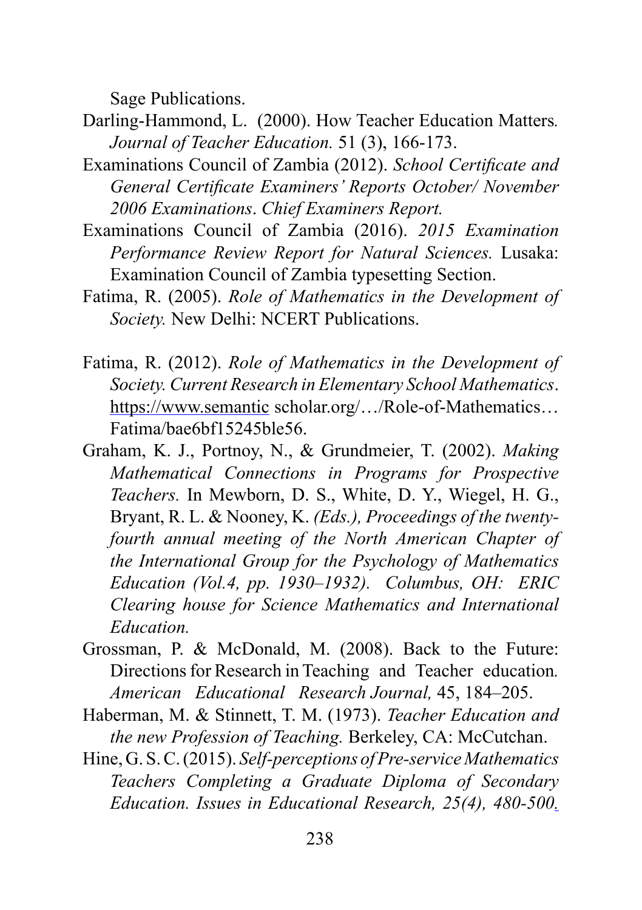Sage Publications.

Darling-Hammond, L. (2000). How Teacher Education Matters. *Journal of Teacher Education.* 51 (3), 166-173.

Examinations Council of Zambia (2012). *School Certificate and General Certificate Examiners' Reports October/ November 2006 Examinations*. *Chief Examiners Report.*

Examinations Council of Zambia (2016). *2015 Examination Performance Review Report for Natural Sciences.* Lusaka: Examination Council of Zambia typesetting Section.

Fatima, R. (2005). *Role of Mathematics in the Development of Society.* New Delhi: NCERT Publications.

Fatima, R. (2012). *Role of Mathematics in the Development of Society. Current Research in Elementary School Mathematics*. https://www.semantic scholar.org/…/Role-of-Mathematics… Fatima/bae6bf15245ble56.

Graham, K. J., Portnoy, N., & Grundmeier, T. (2002). *Making Mathematical Connections in Programs for Prospective Teachers.* In Mewborn, D. S., White, D. Y., Wiegel, H. G., Bryant, R. L. & Nooney, K. *(Eds.), Proceedings of the twenty-fourth annual meeting of the North American Chapter of the International Group for the Psychology of Mathematics Education (Vol.4, pp. 1930–1932). Columbus, OH: ERIC Clearing house for Science Mathematics and International Education.*

Grossman, P. & McDonald, M. (2008). Back to the Future: Directions for Research in Teaching and Teacher education. *American Educational Research Journal,* 45, 184–205.

Haberman, M. & Stinnett, T. M. (1973). *Teacher Education and the new Profession of Teaching.* Berkeley, CA: McCutchan.

Hine, G. S. C. (2015). *Self-perceptions of Pre-service Mathematics Teachers Completing a Graduate Diploma of Secondary Education. Issues in Educational Research, 25(4), 480-500.*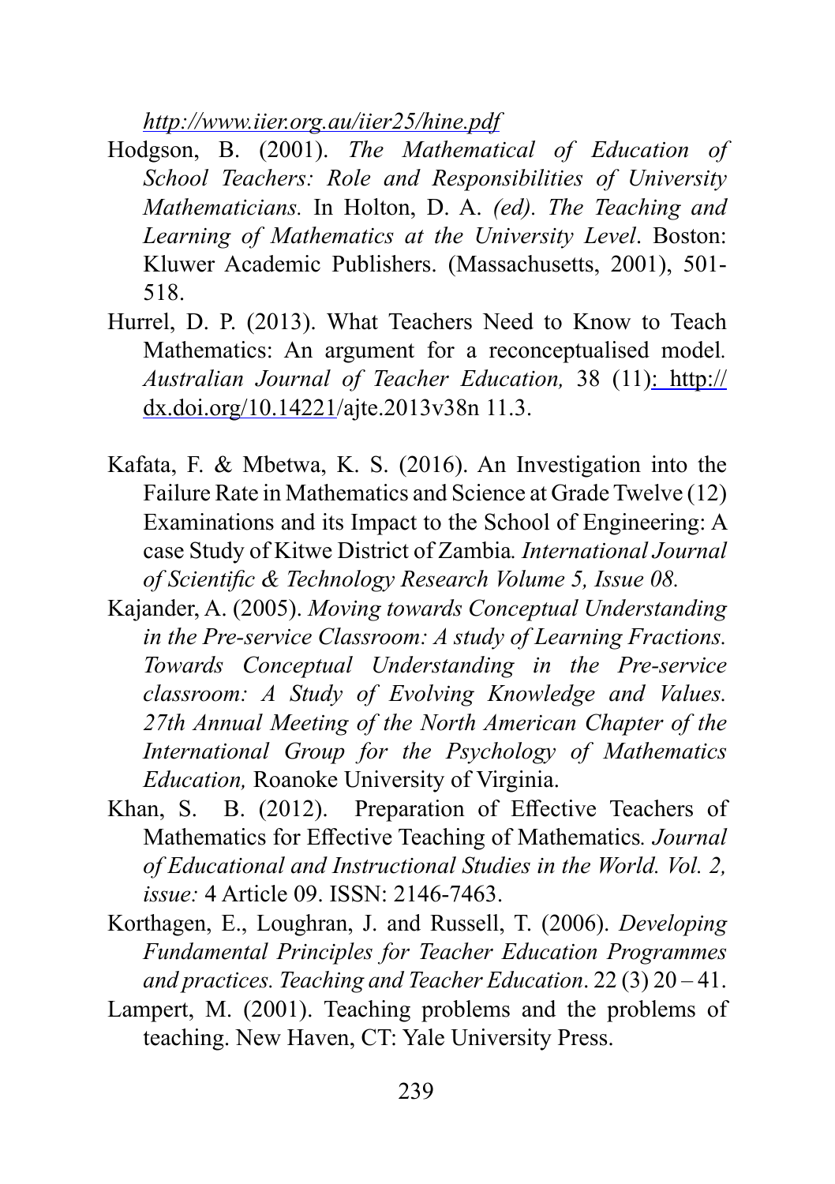*http://www.iier.org.au/iier25/hine.pdf*

Hodgson, B. (2001). *The Mathematical of Education of School Teachers: Role and Responsibilities of University Mathematicians.* In Holton, D. A. *(ed). The Teaching and Learning of Mathematics at the University Level*. Boston: Kluwer Academic Publishers. (Massachusetts, 2001), 501-518.

Hurrel, D. P. (2013). What Teachers Need to Know to Teach Mathematics: An argument for a reconceptualised model. *Australian Journal of Teacher Education,* 38 (11): http://dx.doi.org/10.14221/ajte.2013v38n 11.3.

Kafata, F. & Mbetwa, K. S. (2016). An Investigation into the Failure Rate in Mathematics and Science at Grade Twelve (12) Examinations and its Impact to the School of Engineering: A case Study of Kitwe District of Zambia*. International Journal of Scientific & Technology Research Volume 5, Issue 08.*

Kajander, A. (2005). *Moving towards Conceptual Understanding in the Pre-service Classroom: A study of Learning Fractions. Towards Conceptual Understanding in the Pre-service classroom: A Study of Evolving Knowledge and Values. 27th Annual Meeting of the North American Chapter of the International Group for the Psychology of Mathematics Education,* Roanoke University of Virginia.

Khan, S. B. (2012). Preparation of Effective Teachers of Mathematics for Effective Teaching of Mathematics*. Journal of Educational and Instructional Studies in the World. Vol. 2, issue:* 4 Article 09. ISSN: 2146-7463.

Korthagen, E., Loughran, J. and Russell, T. (2006). *Developing Fundamental Principles for Teacher Education Programmes and practices. Teaching and Teacher Education*. 22 (3) 20 – 41.

Lampert, M. (2001). Teaching problems and the problems of teaching. New Haven, CT: Yale University Press.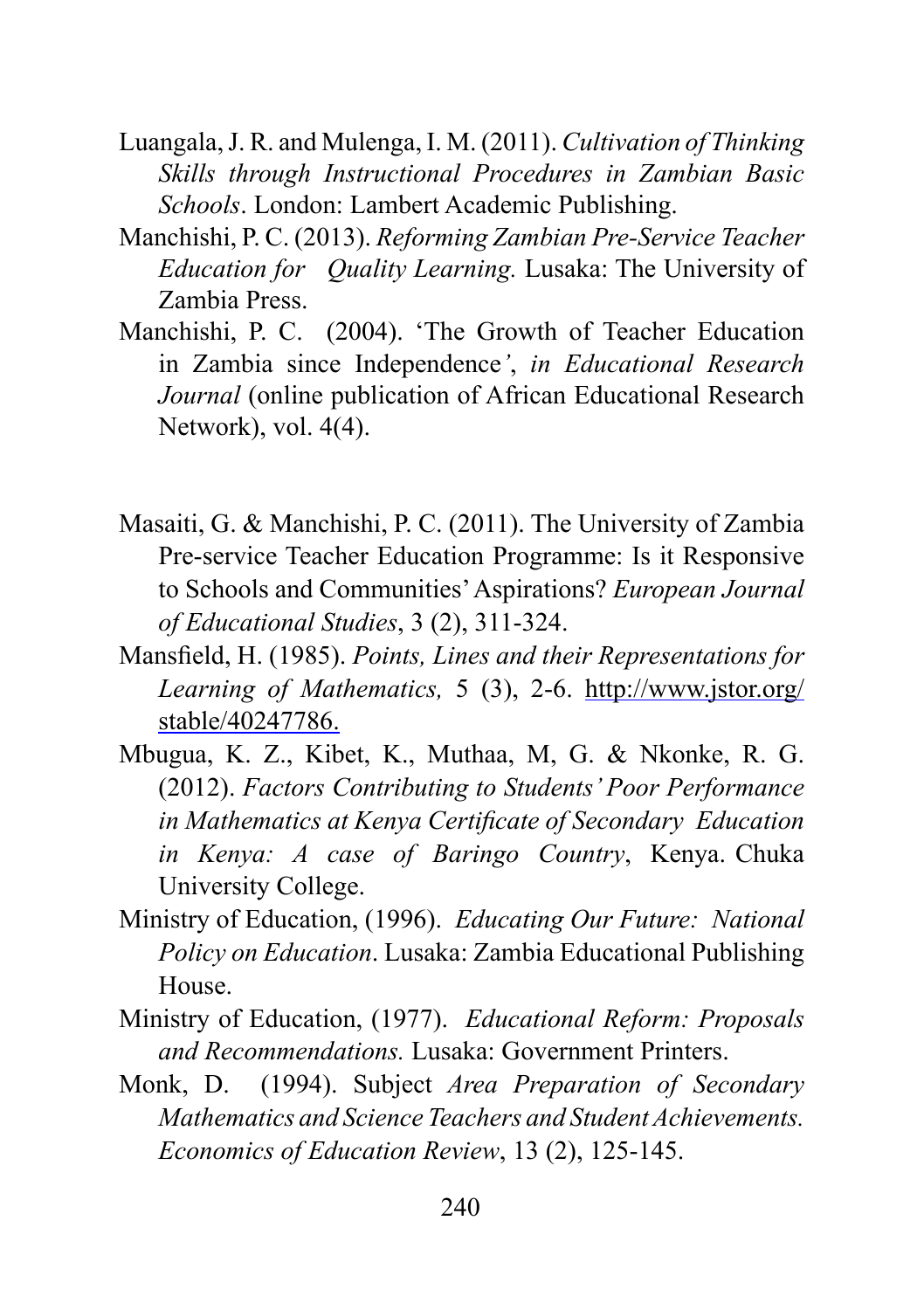Luangala, J. R. and Mulenga, I. M. (2011). *Cultivation of Thinking Skills through Instructional Procedures in Zambian Basic Schools*. London: Lambert Academic Publishing.

Manchishi, P. C. (2013). *Reforming Zambian Pre-Service Teacher Education for Quality Learning.* Lusaka: The University of Zambia Press.

Manchishi, P. C. (2004). 'The Growth of Teacher Education in Zambia since Independence*'*, *in Educational Research Journal* (online publication of African Educational Research Network), vol. 4(4).

Masaiti, G. & Manchishi, P. C. (2011). The University of Zambia Pre-service Teacher Education Programme: Is it Responsive to Schools and Communities' Aspirations? *European Journal of Educational Studies*, 3 (2), 311-324.

Mansfield, H. (1985). *Points, Lines and their Representations for Learning of Mathematics,* 5 (3), 2-6. http://www.jstor.org/stable/40247786.

Mbugua, K. Z., Kibet, K., Muthaa, M, G. & Nkonke, R. G. (2012). *Factors Contributing to Students' Poor Performance in Mathematics at Kenya Certificate of Secondary Education in Kenya: A case of Baringo Country*, Kenya. Chuka University College.

Ministry of Education, (1996). *Educating Our Future: National Policy on Education*. Lusaka: Zambia Educational Publishing House.

Ministry of Education, (1977). *Educational Reform: Proposals and Recommendations.* Lusaka: Government Printers.

Monk, D. (1994). Subject *Area Preparation of Secondary Mathematics and Science Teachers and Student Achievements. Economics of Education Review*, 13 (2), 125-145.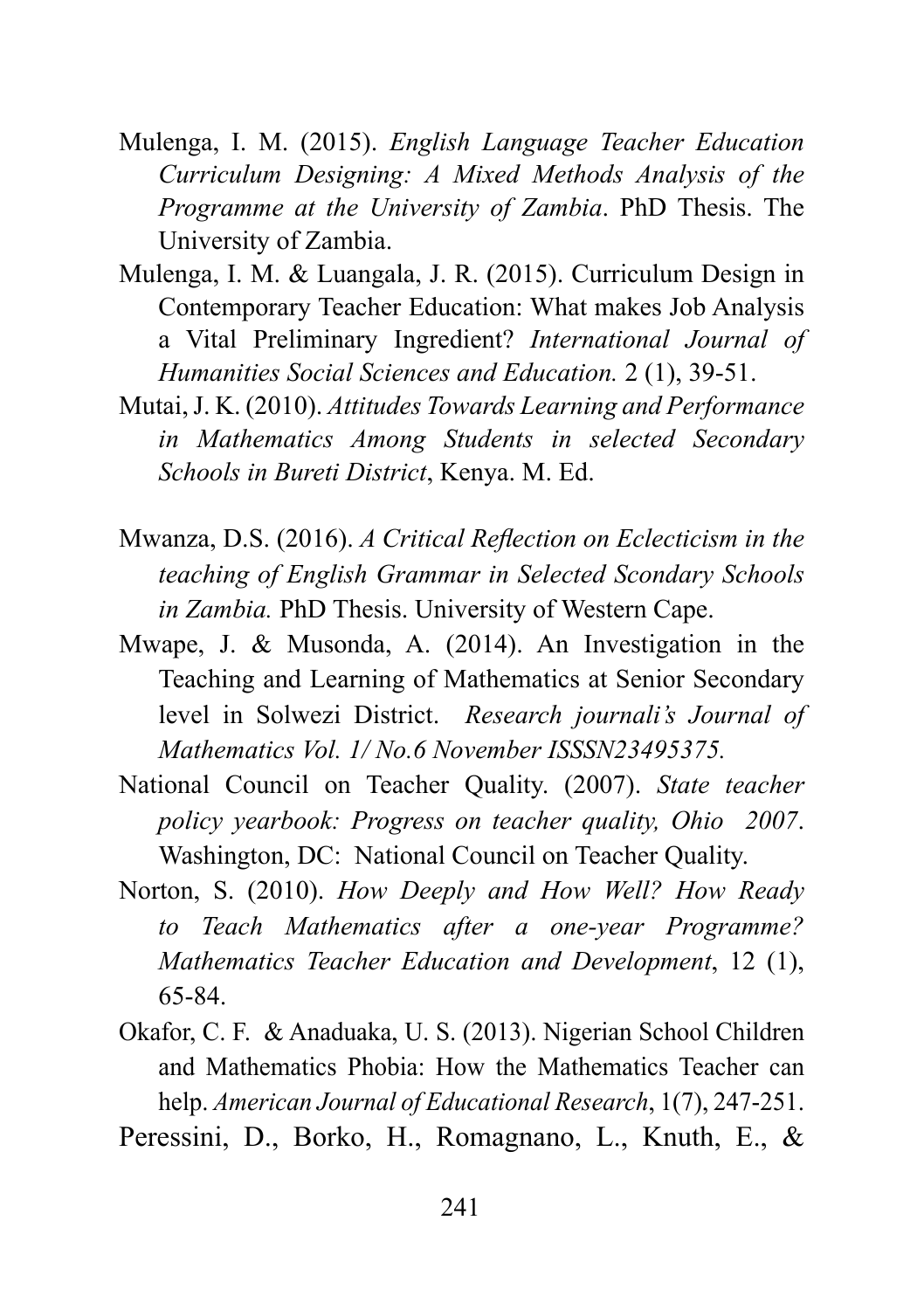Mulenga, I. M. (2015). *English Language Teacher Education Curriculum Designing: A Mixed Methods Analysis of the Programme at the University of Zambia*. PhD Thesis. The University of Zambia.

Mulenga, I. M. & Luangala, J. R. (2015). Curriculum Design in Contemporary Teacher Education: What makes Job Analysis a Vital Preliminary Ingredient? *International Journal of Humanities Social Sciences and Education.* 2 (1), 39-51.

Mutai, J. K. (2010). *Attitudes Towards Learning and Performance in Mathematics Among Students in selected Secondary Schools in Bureti District*, Kenya. M. Ed.

Mwanza, D.S. (2016). *A Critical Reflection on Eclecticism in the teaching of English Grammar in Selected Scondary Schools in Zambia.* PhD Thesis. University of Western Cape.

Mwape, J. & Musonda, A. (2014). An Investigation in the Teaching and Learning of Mathematics at Senior Secondary level in Solwezi District. *Research journali's Journal of Mathematics Vol. 1/ No.6 November ISSSN23495375.*

National Council on Teacher Quality. (2007). *State teacher policy yearbook: Progress on teacher quality, Ohio 2007*. Washington, DC: National Council on Teacher Quality.

Norton, S. (2010). *How Deeply and How Well? How Ready to Teach Mathematics after a one-year Programme? Mathematics Teacher Education and Development*, 12 (1), 65-84.

Okafor, C. F. & Anaduaka, U. S. (2013). Nigerian School Children and Mathematics Phobia: How the Mathematics Teacher can help. *American Journal of Educational Research*, 1(7), 247-251.

Peressini, D., Borko, H., Romagnano, L., Knuth, E., &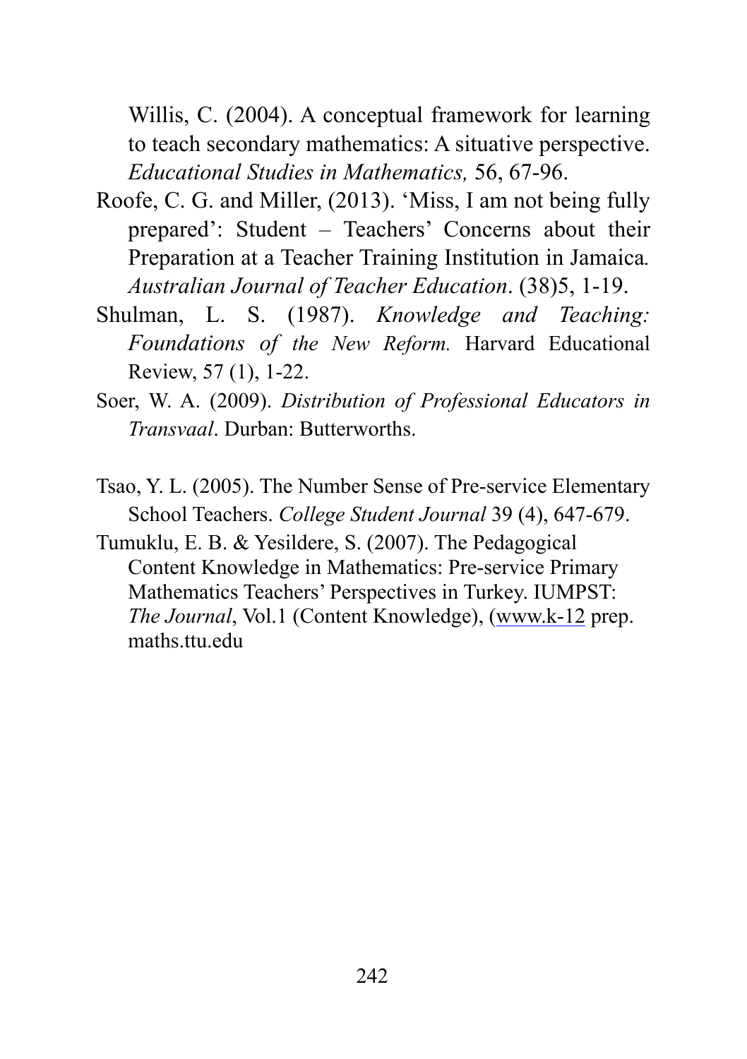Willis, C. (2004). A conceptual framework for learning to teach secondary mathematics: A situative perspective. *Educational Studies in Mathematics,* 56, 67-96.

Roofe, C. G. and Miller, (2013). 'Miss, I am not being fully prepared': Student – Teachers' Concerns about their Preparation at a Teacher Training Institution in Jamaica. *Australian Journal of Teacher Education*. (38)5, 1-19.

Shulman, L. S. (1987). *Knowledge and Teaching: Foundations of the New Reform.* Harvard Educational Review, 57 (1), 1-22.

Soer, W. A. (2009). *Distribution of Professional Educators in Transvaal*. Durban: Butterworths.

Tsao, Y. L. (2005). The Number Sense of Pre-service Elementary School Teachers. *College Student Journal* 39 (4), 647-679.

Tumuklu, E. B. & Yesildere, S. (2007). The Pedagogical Content Knowledge in Mathematics: Pre-service Primary Mathematics Teachers' Perspectives in Turkey. IUMPST: *The Journal*, Vol.1 (Content Knowledge), (www.k-12 prep. maths.ttu.edu